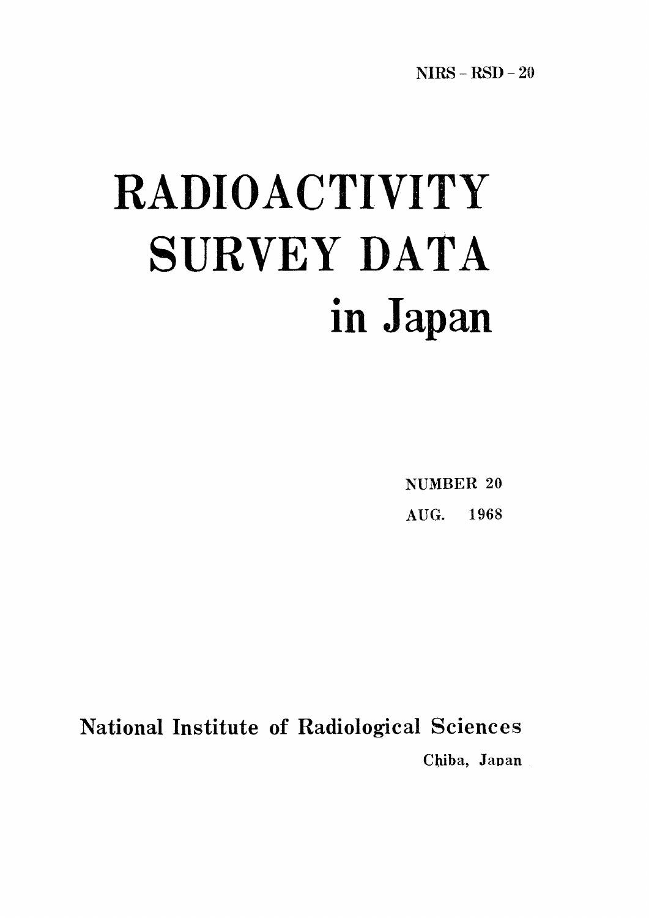NIRS - RSD - 20

# RADIOACTIVITY SURVEY DATA in Japan

NUMBER 20

AUG. 1968

National Institute of Radiological Sciences

Chiba, Japan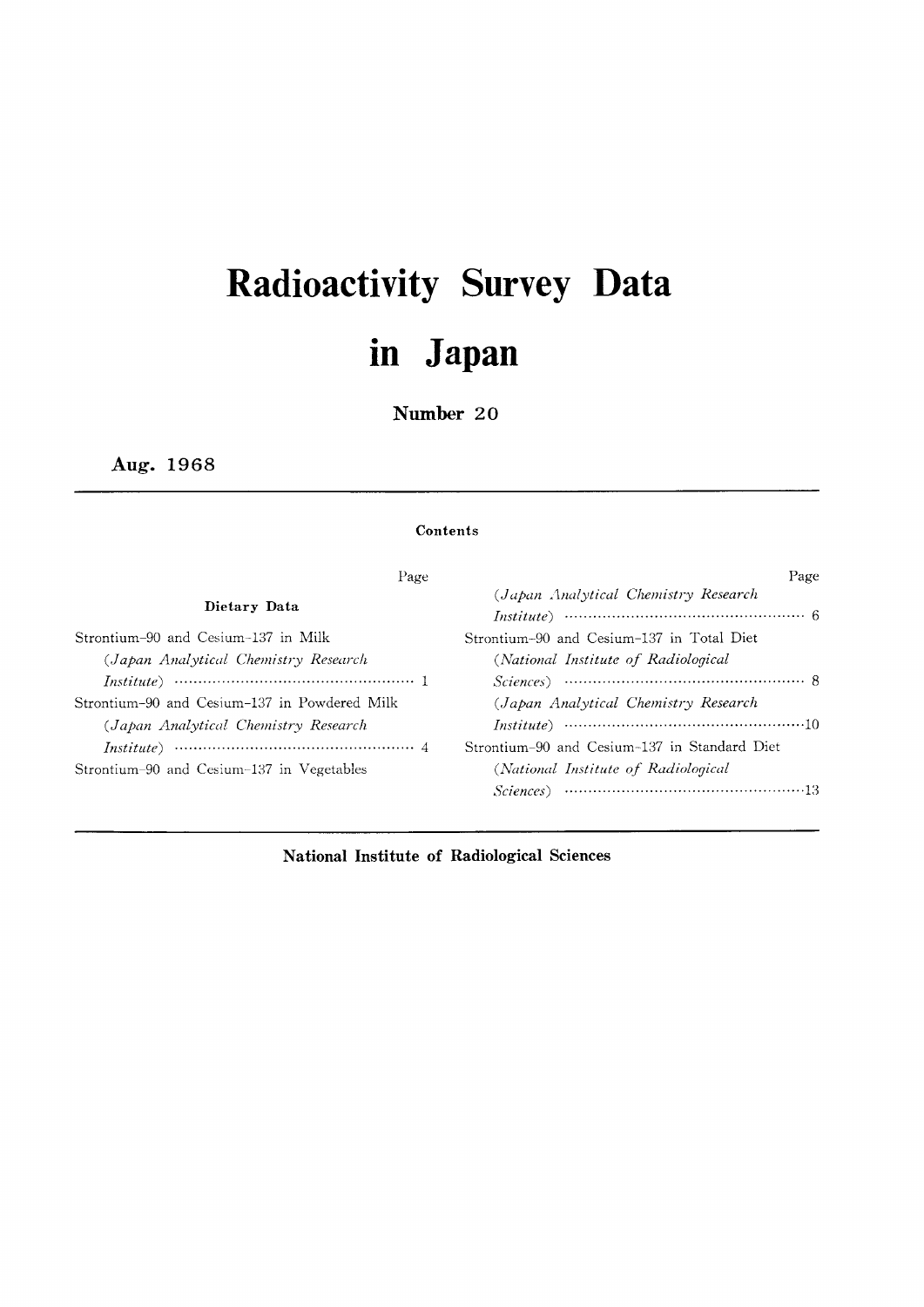# Radioactivity Survey Data in Japan

## Number 20

**Aug. 1968**

---

### Contents

**Dietary Data**

| | Page |
|---|---|
| Strontium-90 and Cesium-137 in Milk (*Japan Analytical Chemistry Research Institute*) | 1 |
| Strontium-90 and Cesium-137 in Powdered Milk (*Japan Analytical Chemistry Research Institute*) | 4 |
| Strontium-90 and Cesium-137 in Vegetables (*Japan Analytical Chemistry Research Institute*) | 6 |
| Strontium-90 and Cesium-137 in Total Diet (*National Institute of Radiological Sciences*) | 8 |
| (*Japan Analytical Chemistry Research Institute*) | 10 |
| Strontium-90 and Cesium-137 in Standard Diet (*National Institute of Radiological Sciences*) | 13 |

---

**National Institute of Radiological Sciences**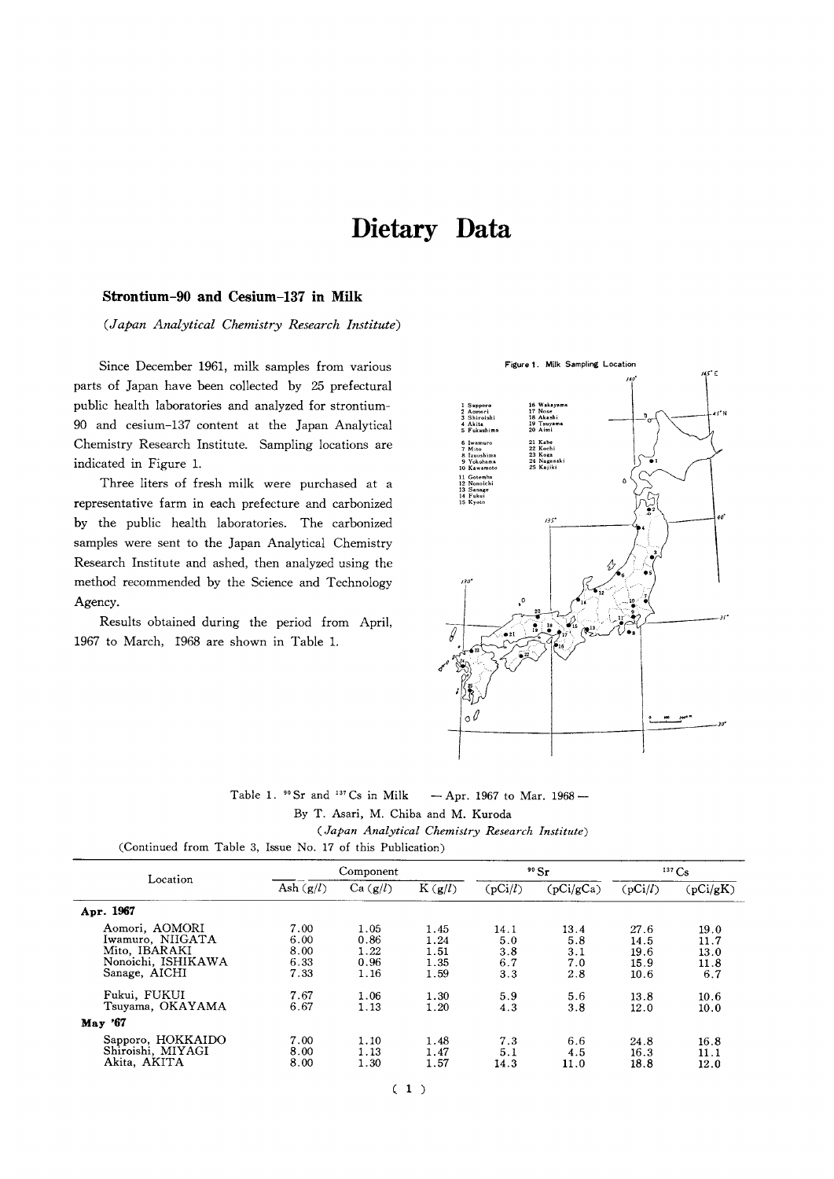# Dietary Data

### Strontium-90 and Cesium-137 in Milk

*(Japan Analytical Chemistry Research Institute)*

Since December 1961, milk samples from various parts of Japan have been collected by 25 prefectural public health laboratories and analyzed for strontium-90 and cesium-137 content at the Japan Analytical Chemistry Research Institute. Sampling locations are indicated in Figure 1.

Three liters of fresh milk were purchased at a representative farm in each prefecture and carbonized by the public health laboratories. The carbonized samples were sent to the Japan Analytical Chemistry Research Institute and ashed, then analyzed using the method recommended by the Science and Technology Agency.

Results obtained during the period from April, 1967 to March, 1968 are shown in Table 1.

Figure 1. Milk Sampling Location

1 Sapporo, 2 Aomori, 3 Shiroishi, 4 Akita, 5 Fukushima, 6 Iwamuro, 7 Mito, 8 Izuushima, 9 Yokohama, 10 Kawamoto, 11 Gotemba, 12 Nonoichi, 13 Sanage, 14 Fukui, 15 Kyoto, 16 Wakayama, 17 Nose, 18 Akashi, 19 Tsuyama, 20 Aimi, 21 Kabe, 22 Kochi, 23 Koga, 24 Nagasaki, 25 Kajiki

Table 1. $^{90}$Sr and $^{137}$Cs in Milk — Apr. 1967 to Mar. 1968 —

By T. Asari, M. Chiba and M. Kuroda

*(Japan Analytical Chemistry Research Institute)*

(Continued from Table 3, Issue No. 17 of this Publication)

| Location | Component | | | $^{90}$Sr | | $^{137}$Cs | |
|---|---|---|---|---|---|---|---|
| | Ash (g/l) | Ca (g/l) | K (g/l) | (pCi/l) | (pCi/gCa) | (pCi/l) | (pCi/gK) |
| **Apr. 1967** | | | | | | | |
| Aomori, AOMORI | 7.00 | 1.05 | 1.45 | 14.1 | 13.4 | 27.6 | 19.0 |
| Iwamuro, NIIGATA | 6.00 | 0.86 | 1.24 | 5.0 | 5.8 | 14.5 | 11.7 |
| Mito, IBARAKI | 8.00 | 1.22 | 1.51 | 3.8 | 3.1 | 19.6 | 13.0 |
| Nonoichi, ISHIKAWA | 6.33 | 0.96 | 1.35 | 6.7 | 7.0 | 15.9 | 11.8 |
| Sanage, AICHI | 7.33 | 1.16 | 1.59 | 3.3 | 2.8 | 10.6 | 6.7 |
| Fukui, FUKUI | 7.67 | 1.06 | 1.30 | 5.9 | 5.6 | 13.8 | 10.6 |
| Tsuyama, OKAYAMA | 6.67 | 1.13 | 1.20 | 4.3 | 3.8 | 12.0 | 10.0 |
| **May '67** | | | | | | | |
| Sapporo, HOKKAIDO | 7.00 | 1.10 | 1.48 | 7.3 | 6.6 | 24.8 | 16.8 |
| Shiroishi, MIYAGI | 8.00 | 1.13 | 1.47 | 5.1 | 4.5 | 16.3 | 11.1 |
| Akita, AKITA | 8.00 | 1.30 | 1.57 | 14.3 | 11.0 | 18.8 | 12.0 |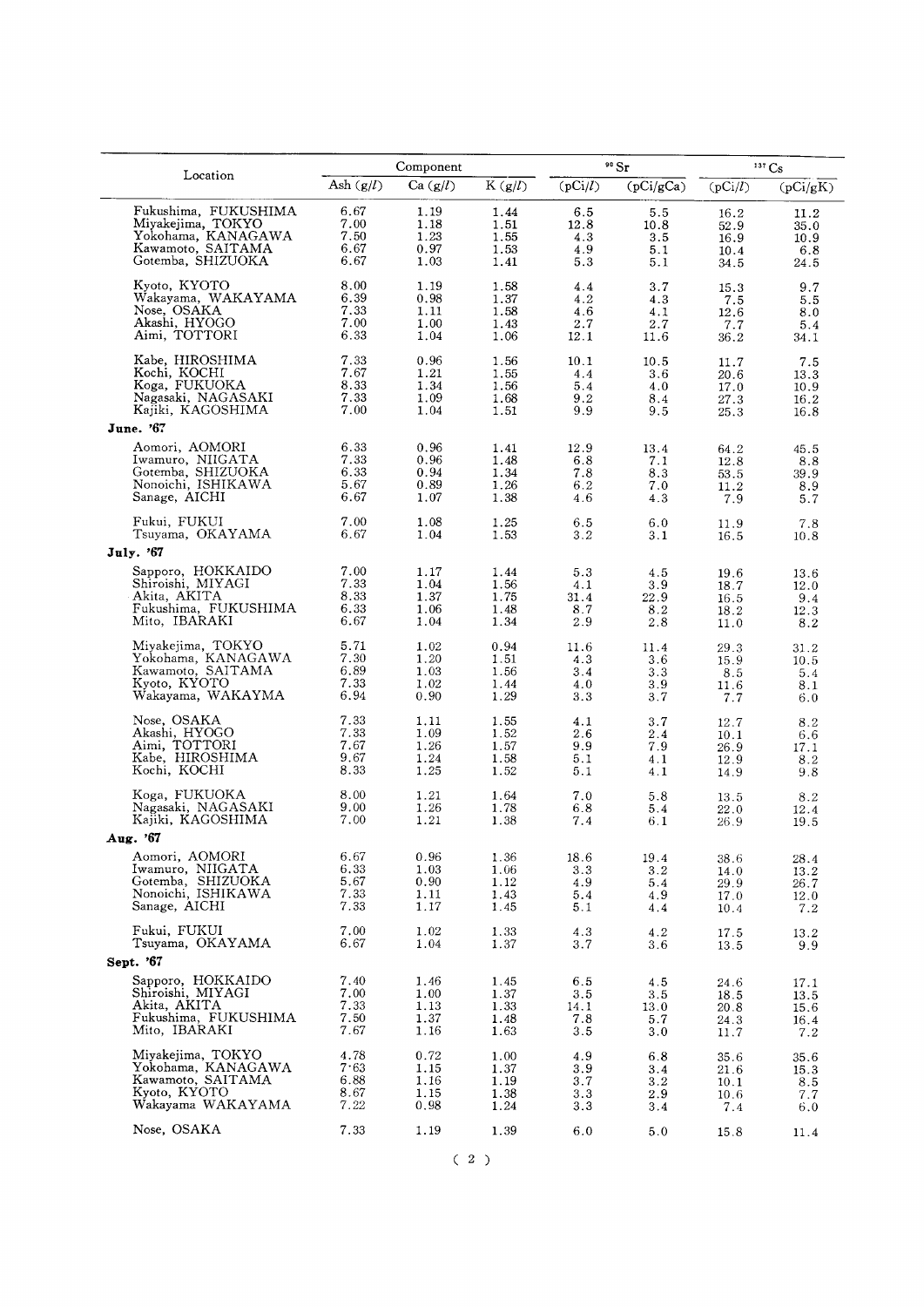| Location | Component | | | $^{90}Sr$ | | $^{137}Cs$ | |
|---|---|---|---|---|---|---|---|
| | Ash (g/l) | Ca (g/l) | K (g/l) | (pCi/l) | (pCi/gCa) | (pCi/l) | (pCi/gK) |
| Fukushima, FUKUSHIMA | 6.67 | 1.19 | 1.44 | 6.5 | 5.5 | 16.2 | 11.2 |
| Miyakejima, TOKYO | 7.00 | 1.18 | 1.51 | 12.8 | 10.8 | 52.9 | 35.0 |
| Yokohama, KANAGAWA | 7.50 | 1.23 | 1.55 | 4.3 | 3.5 | 16.9 | 10.9 |
| Kawamoto, SAITAMA | 6.67 | 0.97 | 1.53 | 4.9 | 5.1 | 10.4 | 6.8 |
| Gotemba, SHIZUOKA | 6.67 | 1.03 | 1.41 | 5.3 | 5.1 | 34.5 | 24.5 |
| Kyoto, KYOTO | 8.00 | 1.19 | 1.58 | 4.4 | 3.7 | 15.3 | 9.7 |
| Wakayama, WAKAYAMA | 6.39 | 0.98 | 1.37 | 4.2 | 4.3 | 7.5 | 5.5 |
| Nose, OSAKA | 7.33 | 1.11 | 1.58 | 4.6 | 4.1 | 12.6 | 8.0 |
| Akashi, HYOGO | 7.00 | 1.00 | 1.43 | 2.7 | 2.7 | 7.7 | 5.4 |
| Aimi, TOTTORI | 6.33 | 1.04 | 1.06 | 12.1 | 11.6 | 36.2 | 34.1 |
| Kabe, HIROSHIMA | 7.33 | 0.96 | 1.56 | 10.1 | 10.5 | 11.7 | 7.5 |
| Kochi, KOCHI | 7.67 | 1.21 | 1.55 | 4.4 | 3.6 | 20.6 | 13.3 |
| Koga, FUKUOKA | 8.33 | 1.34 | 1.56 | 5.4 | 4.0 | 17.0 | 10.9 |
| Nagasaki, NAGASAKI | 7.33 | 1.09 | 1.68 | 9.2 | 8.4 | 27.3 | 16.2 |
| Kajiki, KAGOSHIMA | 7.00 | 1.04 | 1.51 | 9.9 | 9.5 | 25.3 | 16.8 |
| **June. '67** | | | | | | | |
| Aomori, AOMORI | 6.33 | 0.96 | 1.41 | 12.9 | 13.4 | 64.2 | 45.5 |
| Iwamuro, NIIGATA | 7.33 | 0.96 | 1.48 | 6.8 | 7.1 | 12.8 | 8.8 |
| Gotemba, SHIZUOKA | 6.33 | 0.94 | 1.34 | 7.8 | 8.3 | 53.5 | 39.9 |
| Nonoichi, ISHIKAWA | 5.67 | 0.89 | 1.26 | 6.2 | 7.0 | 11.2 | 8.9 |
| Sanage, AICHI | 6.67 | 1.07 | 1.38 | 4.6 | 4.3 | 7.9 | 5.7 |
| Fukui, FUKUI | 7.00 | 1.08 | 1.25 | 6.5 | 6.0 | 11.9 | 7.8 |
| Tsuyama, OKAYAMA | 6.67 | 1.04 | 1.53 | 3.2 | 3.1 | 16.5 | 10.8 |
| **July. '67** | | | | | | | |
| Sapporo, HOKKAIDO | 7.00 | 1.17 | 1.44 | 5.3 | 4.5 | 19.6 | 13.6 |
| Shiroishi, MIYAGI | 7.33 | 1.04 | 1.56 | 4.1 | 3.9 | 18.7 | 12.0 |
| Akita, AKITA | 8.33 | 1.37 | 1.75 | 31.4 | 22.9 | 16.5 | 9.4 |
| Fukushima, FUKUSHIMA | 6.33 | 1.06 | 1.48 | 8.7 | 8.2 | 18.2 | 12.3 |
| Mito, IBARAKI | 6.67 | 1.04 | 1.34 | 2.9 | 2.8 | 11.0 | 8.2 |
| Miyakejima, TOKYO | 5.71 | 1.02 | 0.94 | 11.6 | 11.4 | 29.3 | 31.2 |
| Yokohama, KANAGAWA | 7.30 | 1.20 | 1.51 | 4.3 | 3.6 | 15.9 | 10.5 |
| Kawamoto, SAITAMA | 6.89 | 1.03 | 1.56 | 3.4 | 3.3 | 8.5 | 5.4 |
| Kyoto, KYOTO | 7.33 | 1.02 | 1.44 | 4.0 | 3.9 | 11.6 | 8.1 |
| Wakayama, WAKAYMA | 6.94 | 0.90 | 1.29 | 3.3 | 3.7 | 7.7 | 6.0 |
| Nose, OSAKA | 7.33 | 1.11 | 1.55 | 4.1 | 3.7 | 12.7 | 8.2 |
| Akashi, HYOGO | 7.33 | 1.09 | 1.52 | 2.6 | 2.4 | 10.1 | 6.6 |
| Aimi, TOTTORI | 7.67 | 1.26 | 1.57 | 9.9 | 7.9 | 26.9 | 17.1 |
| Kabe, HIROSHIMA | 9.67 | 1.24 | 1.58 | 5.1 | 4.1 | 12.9 | 8.2 |
| Kochi, KOCHI | 8.33 | 1.25 | 1.52 | 5.1 | 4.1 | 14.9 | 9.8 |
| Koga, FUKUOKA | 8.00 | 1.21 | 1.64 | 7.0 | 5.8 | 13.5 | 8.2 |
| Nagasaki, NAGASAKI | 9.00 | 1.26 | 1.78 | 6.8 | 5.4 | 22.0 | 12.4 |
| Kajiki, KAGOSHIMA | 7.00 | 1.21 | 1.38 | 7.4 | 6.1 | 26.9 | 19.5 |
| **Aug. '67** | | | | | | | |
| Aomori, AOMORI | 6.67 | 0.96 | 1.36 | 18.6 | 19.4 | 38.6 | 28.4 |
| Iwamuro, NIIGATA | 6.33 | 1.03 | 1.06 | 3.3 | 3.2 | 14.0 | 13.2 |
| Gotemba, SHIZUOKA | 5.67 | 0.90 | 1.12 | 4.9 | 5.4 | 29.9 | 26.7 |
| Nonoichi, ISHIKAWA | 7.33 | 1.11 | 1.43 | 5.4 | 4.9 | 17.0 | 12.0 |
| Sanage, AICHI | 7.33 | 1.17 | 1.45 | 5.1 | 4.4 | 10.4 | 7.2 |
| Fukui, FUKUI | 7.00 | 1.02 | 1.33 | 4.3 | 4.2 | 17.5 | 13.2 |
| Tsuyama, OKAYAMA | 6.67 | 1.04 | 1.37 | 3.7 | 3.6 | 13.5 | 9.9 |
| **Sept. '67** | | | | | | | |
| Sapporo, HOKKAIDO | 7.40 | 1.46 | 1.45 | 6.5 | 4.5 | 24.6 | 17.1 |
| Shiroishi, MIYAGI | 7.00 | 1.00 | 1.37 | 3.5 | 3.5 | 18.5 | 13.5 |
| Akita, AKITA | 7.33 | 1.13 | 1.33 | 14.1 | 13.0 | 20.8 | 15.6 |
| Fukushima, FUKUSHIMA | 7.50 | 1.37 | 1.48 | 7.8 | 5.7 | 24.3 | 16.4 |
| Mito, IBARAKI | 7.67 | 1.16 | 1.63 | 3.5 | 3.0 | 11.7 | 7.2 |
| Miyakejima, TOKYO | 4.78 | 0.72 | 1.00 | 4.9 | 6.8 | 35.6 | 35.6 |
| Yokohama, KANAGAWA | 7.63 | 1.15 | 1.37 | 3.9 | 3.4 | 21.6 | 15.3 |
| Kawamoto, SAITAMA | 6.88 | 1.16 | 1.19 | 3.7 | 3.2 | 10.1 | 8.5 |
| Kyoto, KYOTO | 8.67 | 1.15 | 1.38 | 3.3 | 2.9 | 10.6 | 7.7 |
| Wakayama WAKAYAMA | 7.22 | 0.98 | 1.24 | 3.3 | 3.4 | 7.4 | 6.0 |
| Nose, OSAKA | 7.33 | 1.19 | 1.39 | 6.0 | 5.0 | 15.8 | 11.4 |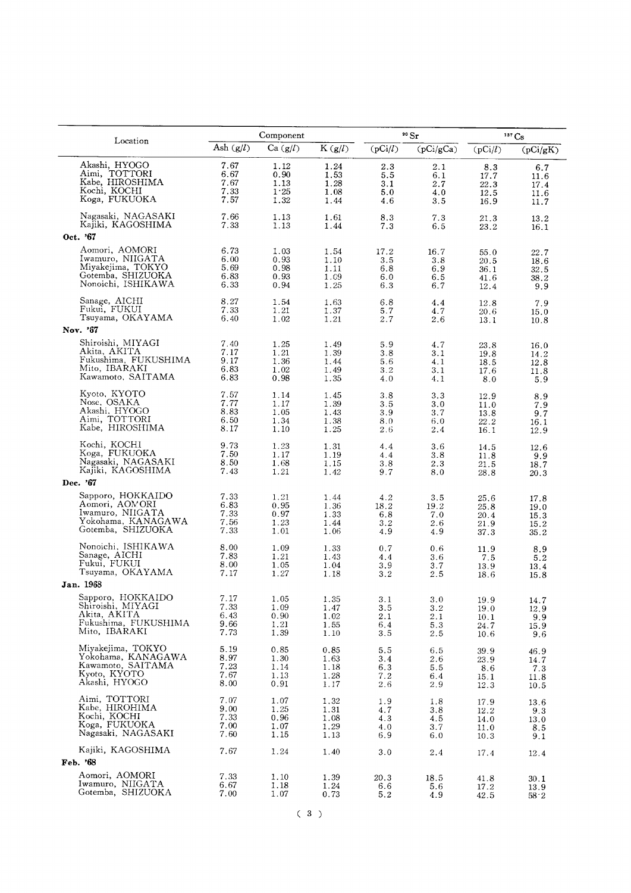| Location | Component | | | $^{90}Sr$ | | $^{137}Cs$ | |
|---|---|---|---|---|---|---|---|
| | Ash (g/l) | Ca (g/l) | K (g/l) | (pCi/l) | (pCi/gCa) | (pCi/l) | (pCi/gK) |
| Akashi, HYOGO | 7.67 | 1.12 | 1.24 | 2.3 | 2.1 | 8.3 | 6.7 |
| Aimi, TOTTORI | 6.67 | 0.90 | 1.53 | 5.5 | 6.1 | 17.7 | 11.6 |
| Kabe, HIROSHIMA | 7.67 | 1.13 | 1.28 | 3.1 | 2.7 | 22.3 | 17.4 |
| Kochi, KOCHI | 7.33 | 1.25 | 1.08 | 5.0 | 4.0 | 12.5 | 11.6 |
| Koga, FUKUOKA | 7.57 | 1.32 | 1.44 | 4.6 | 3.5 | 16.9 | 11.7 |
| Nagasaki, NAGASAKI | 7.66 | 1.13 | 1.61 | 8.3 | 7.3 | 21.3 | 13.2 |
| Kajiki, KAGOSHIMA | 7.33 | 1.13 | 1.44 | 7.3 | 6.5 | 23.2 | 16.1 |
| **Oct. '67** | | | | | | | |
| Aomori, AOMORI | 6.73 | 1.03 | 1.54 | 17.2 | 16.7 | 55.0 | 22.7 |
| Iwamuro, NIIGATA | 6.00 | 0.93 | 1.10 | 3.5 | 3.8 | 20.5 | 18.6 |
| Miyakejima, TOKYO | 5.69 | 0.98 | 1.11 | 6.8 | 6.9 | 36.1 | 32.5 |
| Gotemba, SHIZUOKA | 6.83 | 0.93 | 1.09 | 6.0 | 6.5 | 41.6 | 38.2 |
| Nonoichi, ISHIKAWA | 6.33 | 0.94 | 1.25 | 6.3 | 6.7 | 12.4 | 9.9 |
| Sanage, AICHI | 8.27 | 1.54 | 1.63 | 6.8 | 4.4 | 12.8 | 7.9 |
| Fukui, FUKUI | 7.33 | 1.21 | 1.37 | 5.7 | 4.7 | 20.6 | 15.0 |
| Tsuyama, OKAYAMA | 6.40 | 1.02 | 1.21 | 2.7 | 2.6 | 13.1 | 10.8 |
| **Nov. '67** | | | | | | | |
| Shiroishi, MIYAGI | 7.40 | 1.25 | 1.49 | 5.9 | 4.7 | 23.8 | 16.0 |
| Akita, AKITA | 7.17 | 1.21 | 1.39 | 3.8 | 3.1 | 19.8 | 14.2 |
| Fukushima, FUKUSHIMA | 9.17 | 1.36 | 1.44 | 5.6 | 4.1 | 18.5 | 12.8 |
| Mito, IBARAKI | 6.83 | 1.02 | 1.49 | 3.2 | 3.1 | 17.6 | 11.8 |
| Kawamoto, SAITAMA | 6.83 | 0.98 | 1.35 | 4.0 | 4.1 | 8.0 | 5.9 |
| Kyoto, KYOTO | 7.57 | 1.14 | 1.45 | 3.8 | 3.3 | 12.9 | 8.9 |
| Nose, OSAKA | 7.77 | 1.17 | 1.39 | 3.5 | 3.0 | 11.0 | 7.9 |
| Akashi, HYOGO | 8.83 | 1.05 | 1.43 | 3.9 | 3.7 | 13.8 | 9.7 |
| Aimi, TOTTORI | 6.50 | 1.34 | 1.38 | 8.0 | 6.0 | 22.2 | 16.1 |
| Kabe, HIROSHIMA | 8.17 | 1.10 | 1.25 | 2.6 | 2.4 | 16.1 | 12.9 |
| Kochi, KOCHI | 9.73 | 1.23 | 1.31 | 4.4 | 3.6 | 14.5 | 12.6 |
| Koga, FUKUOKA | 7.50 | 1.17 | 1.19 | 4.4 | 3.8 | 11.8 | 9.9 |
| Nagasaki, NAGASAKI | 8.50 | 1.68 | 1.15 | 3.8 | 2.3 | 21.5 | 18.7 |
| Kajiki, KAGOSHIMA | 7.43 | 1.21 | 1.42 | 9.7 | 8.0 | 28.8 | 20.3 |
| **Dec. '67** | | | | | | | |
| Sapporo, HOKKAIDO | 7.33 | 1.21 | 1.44 | 4.2 | 3.5 | 25.6 | 17.8 |
| Aomori, AOMORI | 6.83 | 0.95 | 1.36 | 18.2 | 19.2 | 25.8 | 19.0 |
| Iwamuro, NIIGATA | 7.33 | 0.97 | 1.33 | 6.8 | 7.0 | 20.4 | 15.3 |
| Yokohama, KANAGAWA | 7.56 | 1.23 | 1.44 | 3.2 | 2.6 | 21.9 | 15.2 |
| Gotemba, SHIZUOKA | 7.33 | 1.01 | 1.06 | 4.9 | 4.9 | 37.3 | 35.2 |
| Nonoichi, ISHIKAWA | 8.00 | 1.09 | 1.33 | 0.7 | 0.6 | 11.9 | 8.9 |
| Sanage, AICHI | 7.83 | 1.21 | 1.43 | 4.4 | 3.6 | 7.5 | 5.2 |
| Fukui, FUKUI | 8.00 | 1.05 | 1.04 | 3.9 | 3.7 | 13.9 | 13.4 |
| Tsuyama, OKAYAMA | 7.17 | 1.27 | 1.18 | 3.2 | 2.5 | 18.6 | 15.8 |
| **Jan. 1968** | | | | | | | |
| Sapporo, HOKKAIDO | 7.17 | 1.05 | 1.35 | 3.1 | 3.0 | 19.9 | 14.7 |
| Shiroishi, MIYAGI | 7.33 | 1.09 | 1.47 | 3.5 | 3.2 | 19.0 | 12.9 |
| Akita, AKITA | 6.43 | 0.90 | 1.02 | 2.1 | 2.1 | 10.1 | 9.9 |
| Fukushima, FUKUSHIMA | 9.66 | 1.21 | 1.55 | 6.4 | 5.3 | 24.7 | 15.9 |
| Mito, IBARAKI | 7.73 | 1.39 | 1.10 | 3.5 | 2.5 | 10.6 | 9.6 |
| Miyakejima, TOKYO | 5.19 | 0.85 | 0.85 | 5.5 | 6.5 | 39.9 | 46.9 |
| Yokohama, KANAGAWA | 8.97 | 1.30 | 1.63 | 3.4 | 2.6 | 23.9 | 14.7 |
| Kawamoto, SAITAMA | 7.23 | 1.14 | 1.18 | 6.3 | 5.5 | 8.6 | 7.3 |
| Kyoto, KYOTO | 7.67 | 1.13 | 1.28 | 7.2 | 6.4 | 15.1 | 11.8 |
| Akashi, HYOGO | 8.00 | 0.91 | 1.17 | 2.6 | 2.9 | 12.3 | 10.5 |
| Aimi, TOTTORI | 7.07 | 1.07 | 1.32 | 1.9 | 1.8 | 17.9 | 13.6 |
| Kabe, HIROHIMA | 9.00 | 1.25 | 1.31 | 4.7 | 3.8 | 12.2 | 9.3 |
| Kochi, KOCHI | 7.33 | 0.96 | 1.08 | 4.3 | 4.5 | 14.0 | 13.0 |
| Koga, FUKUOKA | 7.00 | 1.07 | 1.29 | 4.0 | 3.7 | 11.0 | 8.5 |
| Nagasaki, NAGASAKI | 7.60 | 1.15 | 1.13 | 6.9 | 6.0 | 10.3 | 9.1 |
| Kajiki, KAGOSHIMA | 7.67 | 1.24 | 1.40 | 3.0 | 2.4 | 17.4 | 12.4 |
| **Feb. '68** | | | | | | | |
| Aomori, AOMORI | 7.33 | 1.10 | 1.39 | 20.3 | 18.5 | 41.8 | 30.1 |
| Iwamuro, NIIGATA | 6.67 | 1.18 | 1.24 | 6.6 | 5.6 | 17.2 | 13.9 |
| Gotemba, SHIZUOKA | 7.00 | 1.07 | 0.73 | 5.2 | 4.9 | 42.5 | 58.2 |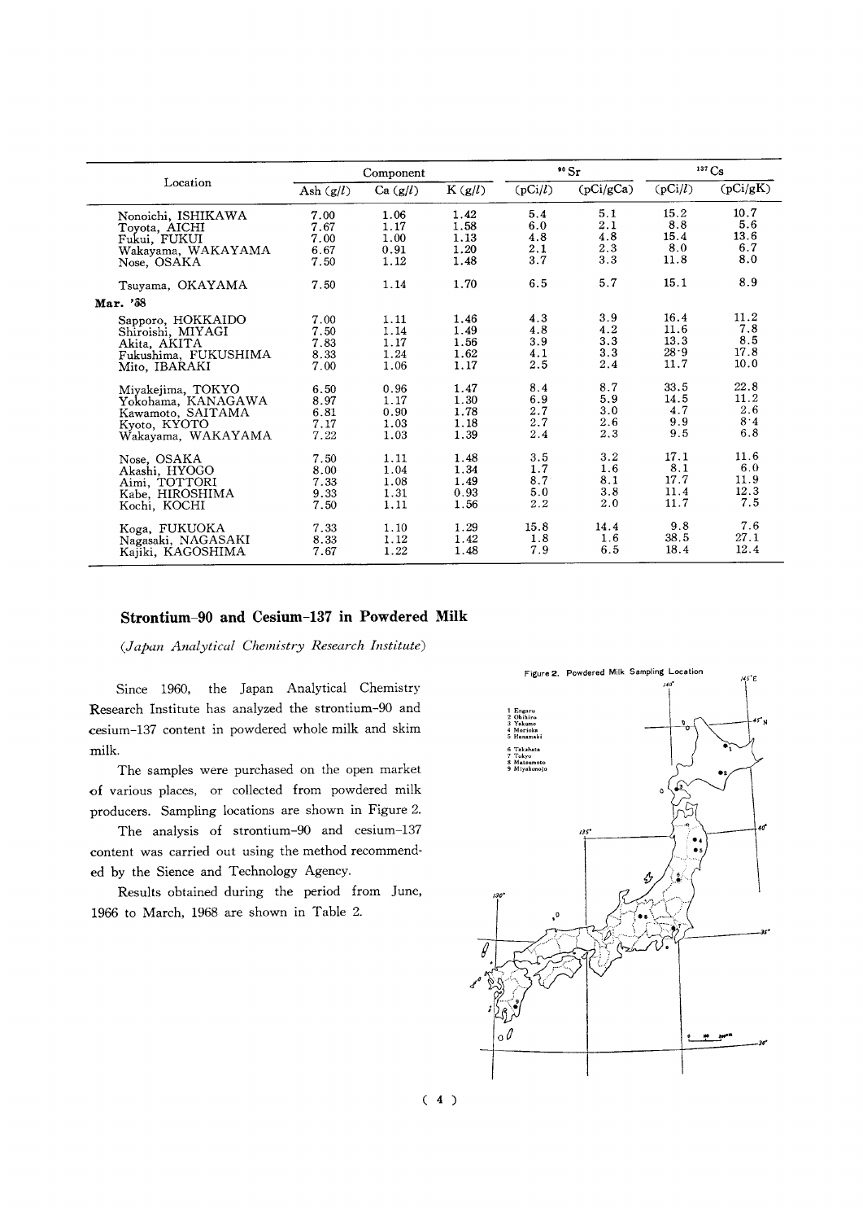| Location | Component | | | $^{90}Sr$ | | $^{137}Cs$ | |
|---|---|---|---|---|---|---|---|
| | Ash (g/l) | Ca (g/l) | K (g/l) | (pCi/l) | (pCi/gCa) | (pCi/l) | (pCi/gK) |
| Nonoichi, ISHIKAWA | 7.00 | 1.06 | 1.42 | 5.4 | 5.1 | 15.2 | 10.7 |
| Toyota, AICHI | 7.67 | 1.17 | 1.58 | 6.0 | 2.1 | 8.8 | 5.6 |
| Fukui, FUKUI | 7.00 | 1.00 | 1.13 | 4.8 | 4.8 | 15.4 | 13.6 |
| Wakayama, WAKAYAMA | 6.67 | 0.91 | 1.20 | 2.1 | 2.3 | 8.0 | 6.7 |
| Nose, OSAKA | 7.50 | 1.12 | 1.48 | 3.7 | 3.3 | 11.8 | 8.0 |
| Tsuyama, OKAYAMA | 7.50 | 1.14 | 1.70 | 6.5 | 5.7 | 15.1 | 8.9 |
| **Mar. '68** | | | | | | | |
| Sapporo, HOKKAIDO | 7.00 | 1.11 | 1.46 | 4.3 | 3.9 | 16.4 | 11.2 |
| Shiroishi, MIYAGI | 7.50 | 1.14 | 1.49 | 4.8 | 4.2 | 11.6 | 7.8 |
| Akita, AKITA | 7.83 | 1.17 | 1.56 | 3.9 | 3.3 | 13.3 | 8.5 |
| Fukushima, FUKUSHIMA | 8.33 | 1.24 | 1.62 | 4.1 | 3.3 | 28.9 | 17.8 |
| Mito, IBARAKI | 7.00 | 1.06 | 1.17 | 2.5 | 2.4 | 11.7 | 10.0 |
| Miyakejima, TOKYO | 6.50 | 0.96 | 1.47 | 8.4 | 8.7 | 33.5 | 22.8 |
| Yokohama, KANAGAWA | 8.97 | 1.17 | 1.30 | 6.9 | 5.9 | 14.5 | 11.2 |
| Kawamoto, SAITAMA | 6.81 | 0.90 | 1.78 | 2.7 | 3.0 | 4.7 | 2.6 |
| Kyoto, KYOTO | 7.17 | 1.03 | 1.18 | 2.7 | 2.6 | 9.9 | 8.4 |
| Wakayama, WAKAYAMA | 7.22 | 1.03 | 1.39 | 2.4 | 2.3 | 9.5 | 6.8 |
| Nose, OSAKA | 7.50 | 1.11 | 1.48 | 3.5 | 3.2 | 17.1 | 11.6 |
| Akashi, HYOGO | 8.00 | 1.04 | 1.34 | 1.7 | 1.6 | 8.1 | 6.0 |
| Aimi, TOTTORI | 7.33 | 1.08 | 1.49 | 8.7 | 8.1 | 17.7 | 11.9 |
| Kabe, HIROSHIMA | 9.33 | 1.31 | 0.93 | 5.0 | 3.8 | 11.4 | 12.3 |
| Kochi, KOCHI | 7.50 | 1.11 | 1.56 | 2.2 | 2.0 | 11.7 | 7.5 |
| Koga, FUKUOKA | 7.33 | 1.10 | 1.29 | 15.8 | 14.4 | 9.8 | 7.6 |
| Nagasaki, NAGASAKI | 8.33 | 1.12 | 1.42 | 1.8 | 1.6 | 38.5 | 27.1 |
| Kajiki, KAGOSHIMA | 7.67 | 1.22 | 1.48 | 7.9 | 6.5 | 18.4 | 12.4 |

## Strontium-90 and Cesium-137 in Powdered Milk

*(Japan Analytical Chemistry Research Institute)*

Since 1960, the Japan Analytical Chemistry Research Institute has analyzed the strontium-90 and cesium-137 content in powdered whole milk and skim milk.

The samples were purchased on the open market of various places, or collected from powdered milk producers. Sampling locations are shown in Figure 2.

The analysis of strontium-90 and cesium-137 content was carried out using the method recommended by the Sience and Technology Agency.

Results obtained during the period from June, 1966 to March, 1968 are shown in Table 2.

Figure 2. Powdered Milk Sampling Location

1 Engaru
2 Obihiro
3 Yakumo
4 Morioka
5 Hanamaki
6 Takahata
7 Tokyo
8 Matsumoto
9 Miyakonojo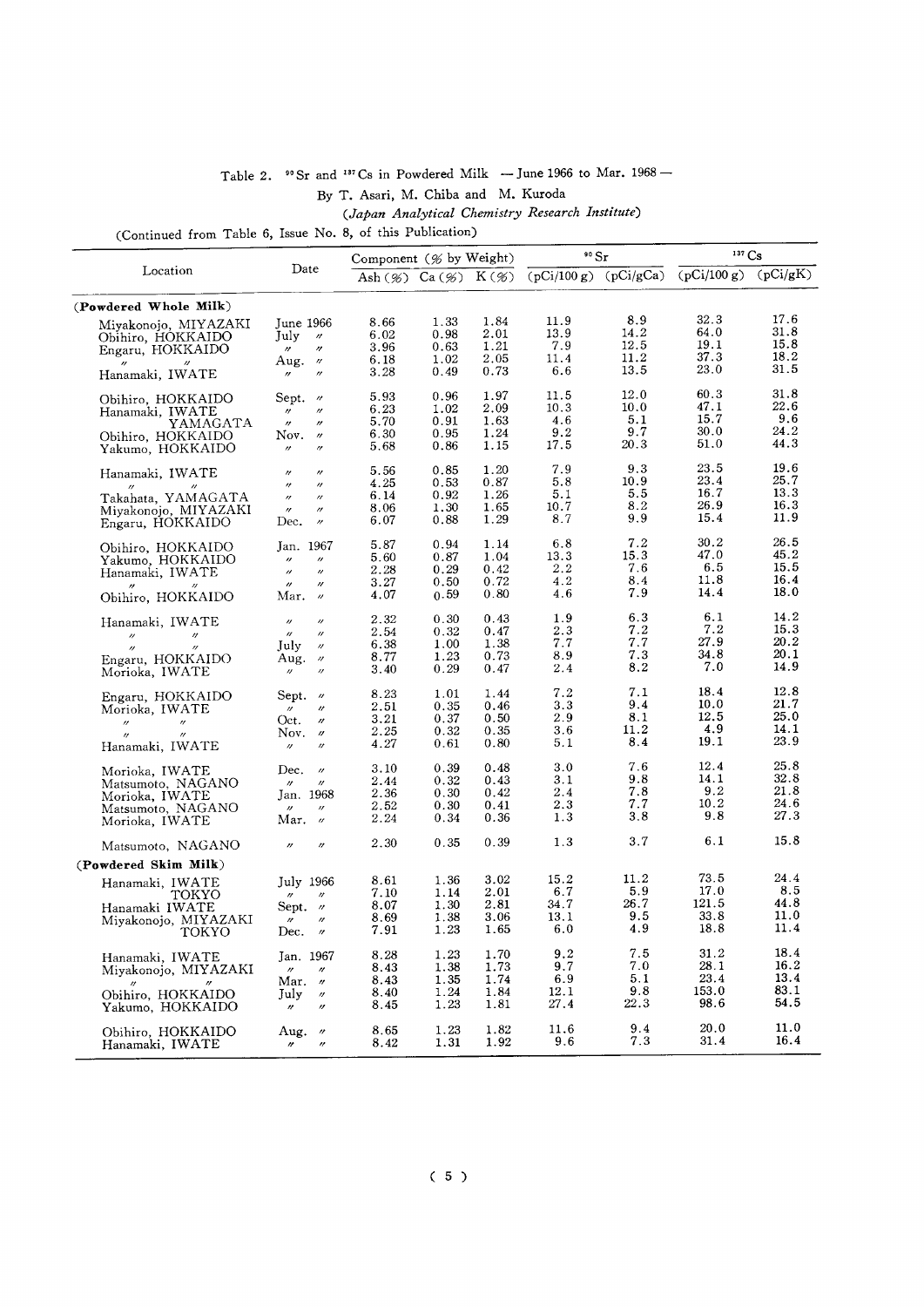Table 2. $^{90}Sr$ and $^{137}Cs$ in Powdered Milk — June 1966 to Mar. 1968 —

By T. Asari, M. Chiba and M. Kuroda

*(Japan Analytical Chemistry Research Institute)*

(Continued from Table 6, Issue No. 8, of this Publication)

| Location | Date | Component (% by Weight) | | | $^{90}Sr$ | | $^{137}Cs$ | |
|---|---|---|---|---|---|---|---|---|
| | | Ash (%) | Ca (%) | K (%) | (pCi/100 g) | (pCi/gCa) | (pCi/100 g) | (pCi/gK) |
| **(Powdered Whole Milk)** | | | | | | | | |
| Miyakonojo, MIYAZAKI | June 1966 | 8.66 | 1.33 | 1.84 | 11.9 | 8.9 | 32.3 | 17.6 |
| Obihiro, HOKKAIDO | July 〃 | 6.02 | 0.98 | 2.01 | 13.9 | 14.2 | 64.0 | 31.8 |
| Engaru, HOKKAIDO | 〃 〃 | 3.96 | 0.63 | 1.21 | 7.9 | 12.5 | 19.1 | 15.8 |
| 〃 〃 | Aug. 〃 | 6.18 | 1.02 | 2.05 | 11.4 | 11.2 | 37.3 | 18.2 |
| Hanamaki, IWATE | 〃 〃 | 3.28 | 0.49 | 0.73 | 6.6 | 13.5 | 23.0 | 31.5 |
| Obihiro, HOKKAIDO | Sept. 〃 | 5.93 | 0.96 | 1.97 | 11.5 | 12.0 | 60.3 | 31.8 |
| Hanamaki, IWATE | 〃 〃 | 6.23 | 1.02 | 2.09 | 10.3 | 10.0 | 47.1 | 22.6 |
| YAMAGATA | 〃 〃 | 5.70 | 0.91 | 1.63 | 4.6 | 5.1 | 15.7 | 9.6 |
| Obihiro, HOKKAIDO | Nov. 〃 | 6.30 | 0.95 | 1.24 | 9.2 | 9.7 | 30.0 | 24.2 |
| Yakumo, HOKKAIDO | 〃 〃 | 5.68 | 0.86 | 1.15 | 17.5 | 20.3 | 51.0 | 44.3 |
| Hanamaki, IWATE | 〃 〃 | 5.56 | 0.85 | 1.20 | 7.9 | 9.3 | 23.5 | 19.6 |
| 〃 〃 | 〃 〃 | 4.25 | 0.53 | 0.87 | 5.8 | 10.9 | 23.4 | 25.7 |
| Takahata, YAMAGATA | 〃 〃 | 6.14 | 0.92 | 1.26 | 5.1 | 5.5 | 16.7 | 13.3 |
| Miyakonojo, MIYAZAKI | 〃 〃 | 8.06 | 1.30 | 1.65 | 10.7 | 8.2 | 26.9 | 16.3 |
| Engaru, HOKKAIDO | Dec. 〃 | 6.07 | 0.88 | 1.29 | 8.7 | 9.9 | 15.4 | 11.9 |
| Obihiro, HOKKAIDO | Jan. 1967 | 5.87 | 0.94 | 1.14 | 6.8 | 7.2 | 30.2 | 26.5 |
| Yakumo, HOKKAIDO | 〃 〃 | 5.60 | 0.87 | 1.04 | 13.3 | 15.3 | 47.0 | 45.2 |
| Hanamaki, IWATE | 〃 〃 | 2.28 | 0.29 | 0.42 | 2.2 | 7.6 | 6.5 | 15.5 |
| 〃 〃 | 〃 〃 | 3.27 | 0.50 | 0.72 | 4.2 | 8.4 | 11.8 | 16.4 |
| Obihiro, HOKKAIDO | Mar. 〃 | 4.07 | 0.59 | 0.80 | 4.6 | 7.9 | 14.4 | 18.0 |
| Hanamaki, IWATE | 〃 〃 | 2.32 | 0.30 | 0.43 | 1.9 | 6.3 | 6.1 | 14.2 |
| 〃 〃 | 〃 〃 | 2.54 | 0.32 | 0.47 | 2.3 | 7.2 | 7.2 | 15.3 |
| 〃 〃 | July 〃 | 6.38 | 1.00 | 1.38 | 7.7 | 7.7 | 27.9 | 20.2 |
| Engaru, HOKKAIDO | Aug. 〃 | 8.77 | 1.23 | 0.73 | 8.9 | 7.3 | 34.8 | 20.1 |
| Morioka, IWATE | 〃 〃 | 3.40 | 0.29 | 0.47 | 2.4 | 8.2 | 7.0 | 14.9 |
| Engaru, HOKKAIDO | Sept. 〃 | 8.23 | 1.01 | 1.44 | 7.2 | 7.1 | 18.4 | 12.8 |
| Morioka, IWATE | 〃 〃 | 2.51 | 0.35 | 0.46 | 3.3 | 9.4 | 10.0 | 21.7 |
| 〃 〃 | Oct. 〃 | 3.21 | 0.37 | 0.50 | 2.9 | 8.1 | 12.5 | 25.0 |
| 〃 〃 | Nov. 〃 | 2.25 | 0.32 | 0.35 | 3.6 | 11.2 | 4.9 | 14.1 |
| Hanamaki, IWATE | 〃 〃 | 4.27 | 0.61 | 0.80 | 5.1 | 8.4 | 19.1 | 23.9 |
| Morioka, IWATE | Dec. 〃 | 3.10 | 0.39 | 0.48 | 3.0 | 7.6 | 12.4 | 25.8 |
| Matsumoto, NAGANO | 〃 〃 | 2.44 | 0.32 | 0.43 | 3.1 | 9.8 | 14.1 | 32.8 |
| Morioka, IWATE | Jan. 1968 | 2.36 | 0.30 | 0.42 | 2.4 | 7.8 | 9.2 | 21.8 |
| Matsumoto, NAGANO | 〃 〃 | 2.52 | 0.30 | 0.41 | 2.3 | 7.7 | 10.2 | 24.6 |
| Morioka, IWATE | Mar. 〃 | 2.24 | 0.34 | 0.36 | 1.3 | 3.8 | 9.8 | 27.3 |
| Matsumoto, NAGANO | 〃 〃 | 2.30 | 0.35 | 0.39 | 1.3 | 3.7 | 6.1 | 15.8 |
| **(Powdered Skim Milk)** | | | | | | | | |
| Hanamaki, IWATE | July 1966 | 8.61 | 1.36 | 3.02 | 15.2 | 11.2 | 73.5 | 24.4 |
| TOKYO | 〃 〃 | 7.10 | 1.14 | 2.01 | 6.7 | 5.9 | 17.0 | 8.5 |
| Hanamaki IWATE | Sept. 〃 | 8.07 | 1.30 | 2.81 | 34.7 | 26.7 | 121.5 | 44.8 |
| Miyakonojo, MIYAZAKI | 〃 〃 | 8.69 | 1.38 | 3.06 | 13.1 | 9.5 | 33.8 | 11.0 |
| TOKYO | Dec. 〃 | 7.91 | 1.23 | 1.65 | 6.0 | 4.9 | 18.8 | 11.4 |
| Hanamaki, IWATE | Jan. 1967 | 8.28 | 1.23 | 1.70 | 9.2 | 7.5 | 31.2 | 18.4 |
| Miyakonojo, MIYAZAKI | 〃 〃 | 8.43 | 1.38 | 1.73 | 9.7 | 7.0 | 28.1 | 16.2 |
| 〃 〃 | Mar. 〃 | 8.43 | 1.35 | 1.74 | 6.9 | 5.1 | 23.4 | 13.4 |
| Obihiro, HOKKAIDO | July 〃 | 8.40 | 1.24 | 1.84 | 12.1 | 9.8 | 153.0 | 83.1 |
| Yakumo, HOKKAIDO | 〃 〃 | 8.45 | 1.23 | 1.81 | 27.4 | 22.3 | 98.6 | 54.5 |
| Obihiro, HOKKAIDO | Aug. 〃 | 8.65 | 1.23 | 1.82 | 11.6 | 9.4 | 20.0 | 11.0 |
| Hanamaki, IWATE | 〃 〃 | 8.42 | 1.31 | 1.92 | 9.6 | 7.3 | 31.4 | 16.4 |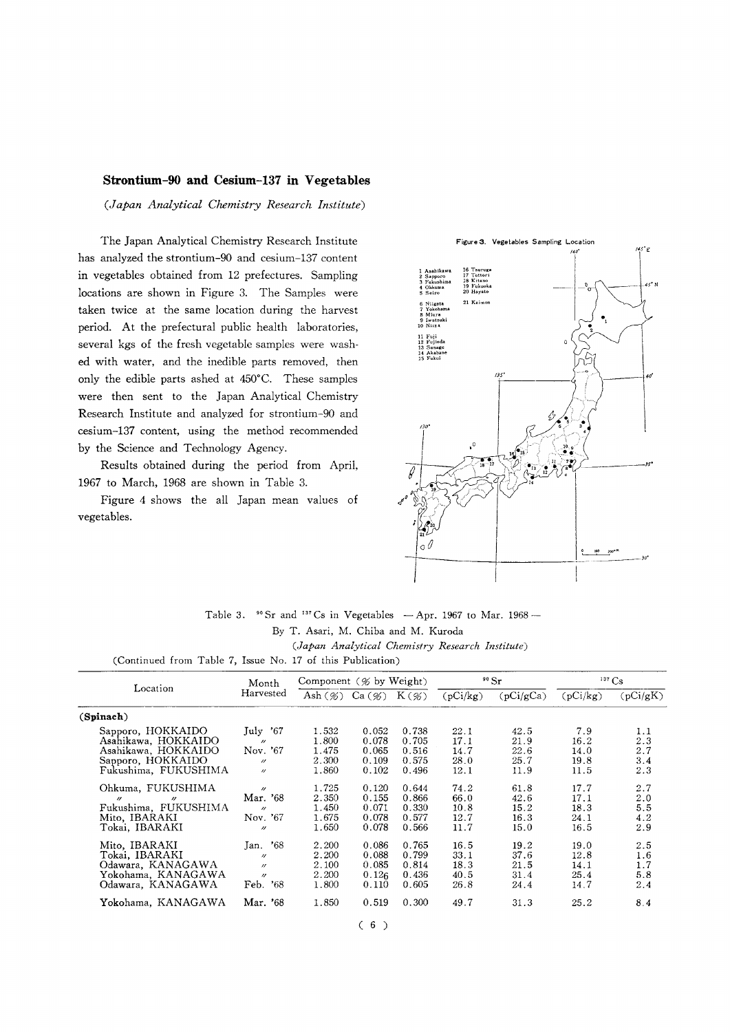## Strontium-90 and Cesium-137 in Vegetables

*(Japan Analytical Chemistry Research Institute)*

The Japan Analytical Chemistry Research Institute has analyzed the strontium-90 and cesium-137 content in vegetables obtained from 12 prefectures. Sampling locations are shown in Figure 3. The Samples were taken twice at the same location during the harvest period. At the prefectural public health laboratories, several kgs of the fresh vegetable samples were washed with water, and the inedible parts removed, then only the edible parts ashed at 450°C. These samples were then sent to the Japan Analytical Chemistry Research Institute and analyzed for strontium-90 and cesium-137 content, using the method recommended by the Science and Technology Agency.

Results obtained during the period from April, 1967 to March, 1968 are shown in Table 3.

Figure 4 shows the all Japan mean values of vegetables.

Figure 3. Vegetables Sampling Location

1 Asahikawa, 2 Sapporo, 3 Fukushima, 4 Ohkuma, 5 Seiro, 6 Niigata, 7 Yokohama, 8 Miura, 9 Iwatsuki, 10 Niiza, 11 Fuji, 12 Fujieda, 13 Sanage, 14 Akabane, 15 Fukui, 16 Tsuruga, 17 Tottori, 18 Kitano, 19 Fukuoka, 20 Hayato, 21 Keimon

Table 3. $^{90}$Sr and $^{137}$Cs in Vegetables — Apr. 1967 to Mar. 1968 —

By T. Asari, M. Chiba and M. Kuroda

*(Japan Analytical Chemistry Research Institute)*

(Continued from Table 7, Issue No. 17 of this Publication)

| Location | Month Harvested | Component (% by Weight) | | | $^{90}$Sr | | $^{137}$Cs | |
|---|---|---|---|---|---|---|---|---|
| | | Ash (%) | Ca (%) | K (%) | (pCi/kg) | (pCi/gCa) | (pCi/kg) | (pCi/gK) |
| **(Spinach)** | | | | | | | | |
| Sapporo, HOKKAIDO | July '67 | 1.532 | 0.052 | 0.738 | 22.1 | 42.5 | 7.9 | 1.1 |
| Asahikawa, HOKKAIDO | 〃 | 1.800 | 0.078 | 0.705 | 17.1 | 21.9 | 16.2 | 2.3 |
| Asahikawa, HOKKAIDO | Nov. '67 | 1.475 | 0.065 | 0.516 | 14.7 | 22.6 | 14.0 | 2.7 |
| Sapporo, HOKKAIDO | 〃 | 2.300 | 0.109 | 0.575 | 28.0 | 25.7 | 19.8 | 3.4 |
| Fukushima, FUKUSHIMA | 〃 | 1.860 | 0.102 | 0.496 | 12.1 | 11.9 | 11.5 | 2.3 |
| Ohkuma, FUKUSHIMA | 〃 | 1.725 | 0.120 | 0.644 | 74.2 | 61.8 | 17.7 | 2.7 |
| 〃 〃 | Mar. '68 | 2.350 | 0.155 | 0.866 | 66.0 | 42.6 | 17.1 | 2.0 |
| Fukushima, FUKUSHIMA | 〃 | 1.450 | 0.071 | 0.330 | 10.8 | 15.2 | 18.3 | 5.5 |
| Mito, IBARAKI | Nov. '67 | 1.675 | 0.078 | 0.577 | 12.7 | 16.3 | 24.1 | 4.2 |
| Tokai, IBARAKI | 〃 | 1.650 | 0.078 | 0.566 | 11.7 | 15.0 | 16.5 | 2.9 |
| Mito, IBARAKI | Jan. '68 | 2.200 | 0.086 | 0.765 | 16.5 | 19.2 | 19.0 | 2.5 |
| Tokai, IBARAKI | 〃 | 2.200 | 0.088 | 0.799 | 33.1 | 37.6 | 12.8 | 1.6 |
| Odawara, KANAGAWA | 〃 | 2.100 | 0.085 | 0.814 | 18.3 | 21.5 | 14.1 | 1.7 |
| Yokohama, KANAGAWA | 〃 | 2.200 | 0.126 | 0.436 | 40.5 | 31.4 | 25.4 | 5.8 |
| Odawara, KANAGAWA | Feb. '68 | 1.800 | 0.110 | 0.605 | 26.8 | 24.4 | 14.7 | 2.4 |
| Yokohama, KANAGAWA | Mar. '68 | 1.850 | 0.519 | 0.300 | 49.7 | 31.3 | 25.2 | 8.4 |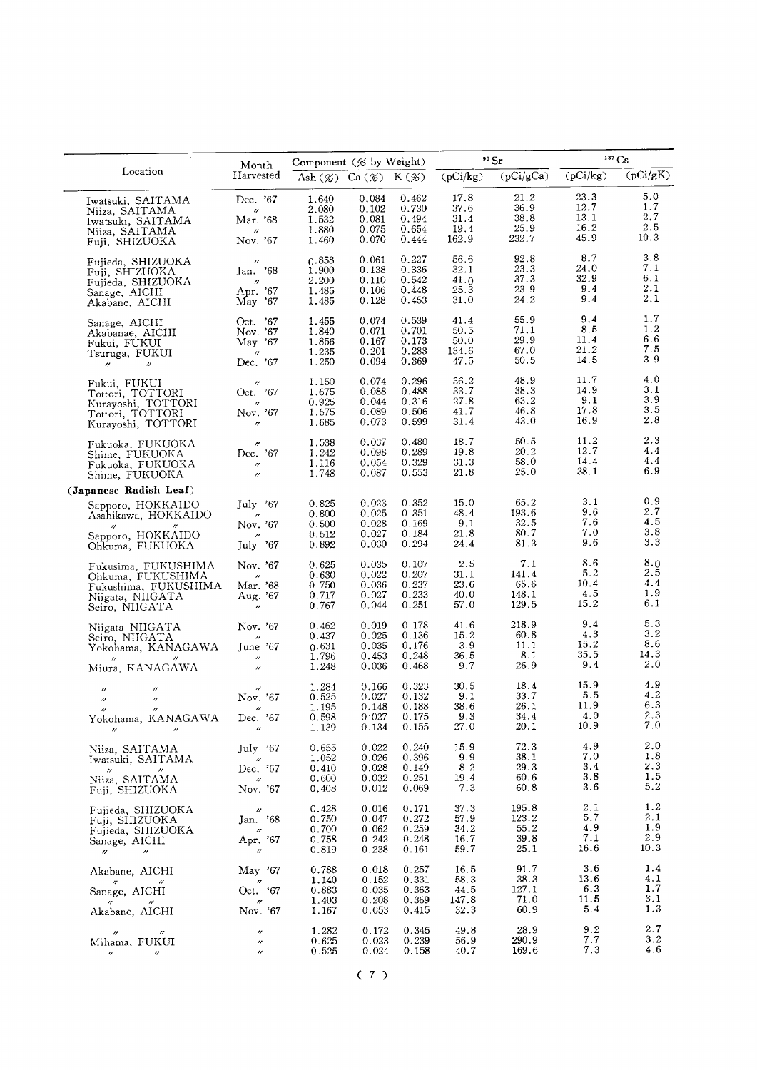| Location | Month Harvested | Component (% by Weight) | | | $^{90}Sr$ | | $^{137}Cs$ | |
|---|---|---|---|---|---|---|---|---|
| | | Ash (%) | Ca (%) | K (%) | (pCi/kg) | (pCi/gCa) | (pCi/kg) | (pCi/gK) |
| Iwatsuki, SAITAMA | Dec. '67 | 1.640 | 0.084 | 0.462 | 17.8 | 21.2 | 23.3 | 5.0 |
| Niiza, SAITAMA | 〃 | 2.080 | 0.102 | 0.730 | 37.6 | 36.9 | 12.7 | 1.7 |
| Iwatsuki, SAITAMA | Mar. '68 | 1.532 | 0.081 | 0.494 | 31.4 | 38.8 | 13.1 | 2.7 |
| Niiza, SAITAMA | 〃 | 1.880 | 0.075 | 0.654 | 19.4 | 25.9 | 16.2 | 2.5 |
| Fuji, SHIZUOKA | Nov. '67 | 1.460 | 0.070 | 0.444 | 162.9 | 232.7 | 45.9 | 10.3 |
| Fujieda, SHIZUOKA | 〃 | 0.858 | 0.061 | 0.227 | 56.6 | 92.8 | 8.7 | 3.8 |
| Fuji, SHIZUOKA | Jan. '68 | 1.900 | 0.138 | 0.336 | 32.1 | 23.3 | 24.0 | 7.1 |
| Fujieda, SHIZUOKA | 〃 | 2.200 | 0.110 | 0.542 | 41.0 | 37.3 | 32.9 | 6.1 |
| Sanage, AICHI | Apr. '67 | 1.485 | 0.106 | 0.448 | 25.3 | 23.9 | 9.4 | 2.1 |
| Akabane, AICHI | May '67 | 1.485 | 0.128 | 0.453 | 31.0 | 24.2 | 9.4 | 2.1 |
| Sanage, AICHI | Oct. '67 | 1.455 | 0.074 | 0.539 | 41.4 | 55.9 | 9.4 | 1.7 |
| Akabanae, AICHI | Nov. '67 | 1.840 | 0.071 | 0.701 | 50.5 | 71.1 | 8.5 | 1.2 |
| Fukui, FUKUI | May '67 | 1.856 | 0.167 | 0.173 | 50.0 | 29.9 | 11.4 | 6.6 |
| Tsuruga, FUKUI | 〃 | 1.235 | 0.201 | 0.283 | 134.6 | 67.0 | 21.2 | 7.5 |
| 〃 〃 | Dec. '67 | 1.250 | 0.094 | 0.369 | 47.5 | 50.5 | 14.5 | 3.9 |
| Fukui, FUKUI | 〃 | 1.150 | 0.074 | 0.296 | 36.2 | 48.9 | 11.7 | 4.0 |
| Tottori, TOTTORI | Oct. '67 | 1.675 | 0.088 | 0.488 | 33.7 | 38.3 | 14.9 | 3.1 |
| Kurayoshi, TOTTORI | 〃 | 0.925 | 0.044 | 0.316 | 27.8 | 63.2 | 9.1 | 3.9 |
| Tottori, TOTTORI | Nov. '67 | 1.575 | 0.089 | 0.506 | 41.7 | 46.8 | 17.8 | 3.5 |
| Kurayoshi, TOTTORI | 〃 | 1.685 | 0.073 | 0.599 | 31.4 | 43.0 | 16.9 | 2.8 |
| Fukuoka, FUKUOKA | 〃 | 1.538 | 0.037 | 0.480 | 18.7 | 50.5 | 11.2 | 2.3 |
| Shime, FUKUOKA | Dec. '67 | 1.242 | 0.098 | 0.289 | 19.8 | 20.2 | 12.7 | 4.4 |
| Fukuoka, FUKUOKA | 〃 | 1.116 | 0.054 | 0.329 | 31.3 | 58.0 | 14.4 | 4.4 |
| Shime, FUKUOKA | 〃 | 1.748 | 0.087 | 0.553 | 21.8 | 25.0 | 38.1 | 6.9 |
| **(Japanese Radish Leaf)** | | | | | | | | |
| Sapporo, HOKKAIDO | July '67 | 0.825 | 0.023 | 0.352 | 15.0 | 65.2 | 3.1 | 0.9 |
| Asahikawa, HOKKAIDO | 〃 | 0.800 | 0.025 | 0.351 | 48.4 | 193.6 | 9.6 | 2.7 |
| 〃 〃 | Nov. '67 | 0.500 | 0.028 | 0.169 | 9.1 | 32.5 | 7.6 | 4.5 |
| Sapporo, HOKKAIDO | 〃 | 0.512 | 0.027 | 0.184 | 21.8 | 80.7 | 7.0 | 3.8 |
| Ohkuma, FUKUOKA | July '67 | 0.892 | 0.030 | 0.294 | 24.4 | 81.3 | 9.6 | 3.3 |
| Fukusima, FUKUSHIMA | Nov. '67 | 0.625 | 0.035 | 0.107 | 2.5 | 7.1 | 8.6 | 8.0 |
| Ohkuma, FUKUSHIMA | 〃 | 0.630 | 0.022 | 0.207 | 31.1 | 141.4 | 5.2 | 2.5 |
| Fukushima, FUKUSHIMA | Mar. '68 | 0.750 | 0.036 | 0.237 | 23.6 | 65.6 | 10.4 | 4.4 |
| Niigata, NIIGATA | Aug. '67 | 0.717 | 0.027 | 0.233 | 40.0 | 148.1 | 4.5 | 1.9 |
| Seiro, NIIGATA | 〃 | 0.767 | 0.044 | 0.251 | 57.0 | 129.5 | 15.2 | 6.1 |
| Niigata NIIGATA | Nov. '67 | 0.462 | 0.019 | 0.178 | 41.6 | 218.9 | 9.4 | 5.3 |
| Seiro, NIIGATA | 〃 | 0.437 | 0.025 | 0.136 | 15.2 | 60.8 | 4.3 | 3.2 |
| Yokohama, KANAGAWA | June '67 | 0.631 | 0.035 | 0.176 | 3.9 | 11.1 | 15.2 | 8.6 |
| 〃 〃 | 〃 | 1.796 | 0.453 | 0.248 | 36.5 | 8.1 | 35.5 | 14.3 |
| Miura, KANAGAWA | 〃 | 1.248 | 0.036 | 0.468 | 9.7 | 26.9 | 9.4 | 2.0 |
| 〃 〃 | 〃 | 1.284 | 0.166 | 0.323 | 30.5 | 18.4 | 15.9 | 4.9 |
| 〃 〃 | Nov. '67 | 0.525 | 0.027 | 0.132 | 9.1 | 33.7 | 5.5 | 4.2 |
| 〃 〃 | 〃 | 1.195 | 0.148 | 0.188 | 38.6 | 26.1 | 11.9 | 6.3 |
| Yokohama, KANAGAWA | Dec. '67 | 0.598 | 0.027 | 0.175 | 9.3 | 34.4 | 4.0 | 2.3 |
| 〃 〃 | 〃 | 1.139 | 0.134 | 0.155 | 27.0 | 20.1 | 10.9 | 7.0 |
| Niiza, SAITAMA | July '67 | 0.655 | 0.022 | 0.240 | 15.9 | 72.3 | 4.9 | 2.0 |
| Iwatsuki, SAITAMA | 〃 | 1.052 | 0.026 | 0.396 | 9.9 | 38.1 | 7.0 | 1.8 |
| 〃 〃 | Dec. '67 | 0.410 | 0.028 | 0.149 | 8.2 | 29.3 | 3.4 | 2.3 |
| Niiza, SAITAMA | 〃 | 0.600 | 0.032 | 0.251 | 19.4 | 60.6 | 3.8 | 1.5 |
| Fuji, SHIZUOKA | Nov. '67 | 0.408 | 0.012 | 0.069 | 7.3 | 60.8 | 3.6 | 5.2 |
| Fujieda, SHIZUOKA | 〃 | 0.428 | 0.016 | 0.171 | 37.3 | 195.8 | 2.1 | 1.2 |
| Fuji, SHIZUOKA | Jan. '68 | 0.750 | 0.047 | 0.272 | 57.9 | 123.2 | 5.7 | 2.1 |
| Fujieda, SHIZUOKA | 〃 | 0.700 | 0.062 | 0.259 | 34.2 | 55.2 | 4.9 | 1.9 |
| Sanage, AICHI | Apr. '67 | 0.758 | 0.242 | 0.248 | 16.7 | 39.8 | 7.1 | 2.9 |
| 〃 〃 | 〃 | 0.819 | 0.238 | 0.161 | 59.7 | 25.1 | 16.6 | 10.3 |
| Akabane, AICHI | May '67 | 0.788 | 0.018 | 0.257 | 16.5 | 91.7 | 3.6 | 1.4 |
| 〃 〃 | 〃 | 1.140 | 0.152 | 0.331 | 58.3 | 38.3 | 13.6 | 4.1 |
| Sanage, AICHI | Oct. '67 | 0.883 | 0.035 | 0.363 | 44.5 | 127.1 | 6.3 | 1.7 |
| 〃 〃 | 〃 | 1.403 | 0.208 | 0.369 | 147.8 | 71.0 | 11.5 | 3.1 |
| Akabane, AICHI | Nov. '67 | 1.167 | 0.053 | 0.415 | 32.3 | 60.9 | 5.4 | 1.3 |
| 〃 〃 | 〃 | 1.282 | 0.172 | 0.345 | 49.8 | 28.9 | 9.2 | 2.7 |
| Mihama, FUKUI | 〃 | 0.625 | 0.023 | 0.239 | 56.9 | 290.9 | 7.7 | 3.2 |
| 〃 〃 | 〃 | 0.525 | 0.024 | 0.158 | 40.7 | 169.6 | 7.3 | 4.6 |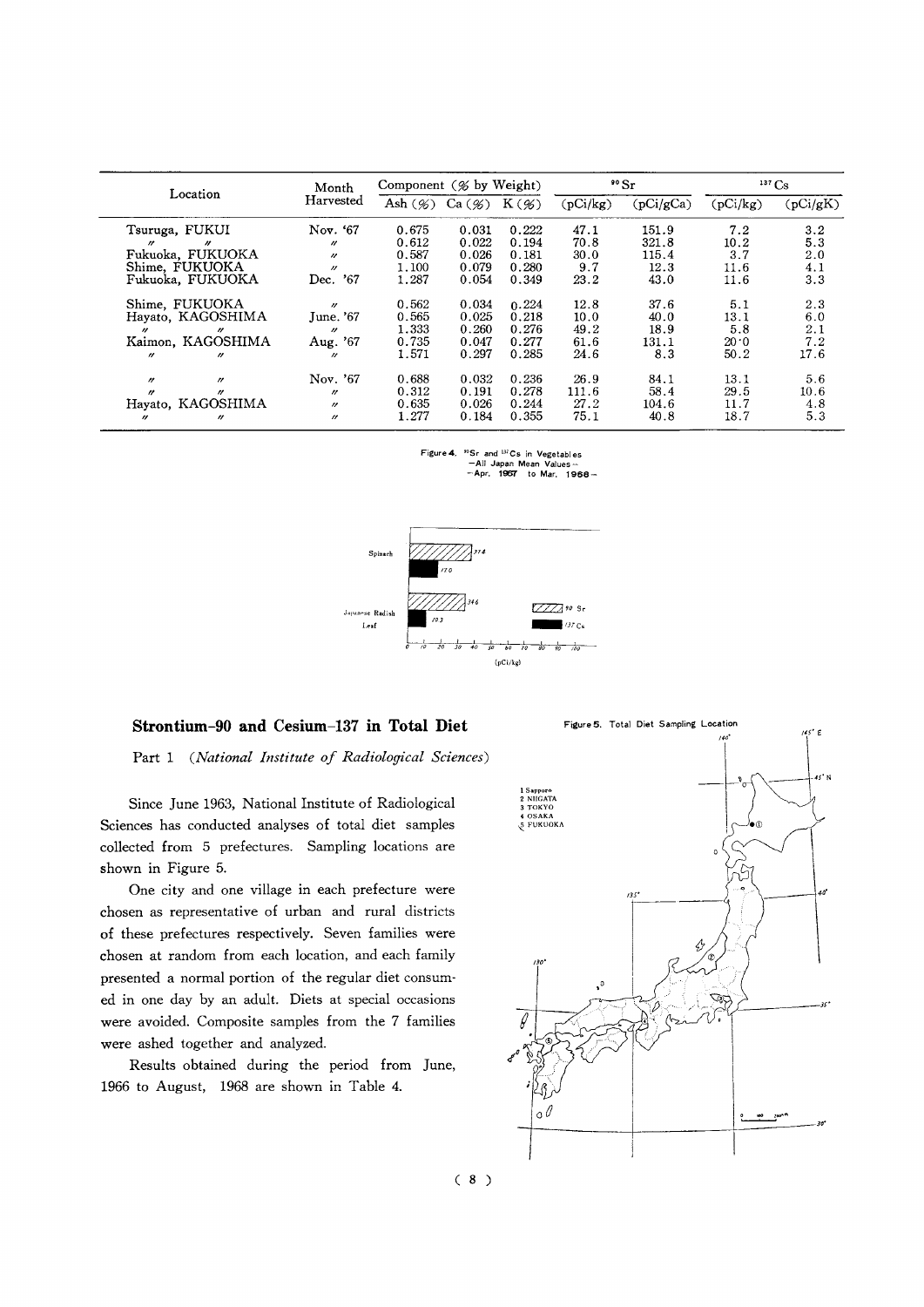| Location | Month Harvested | Component (% by Weight) | | | $^{90}Sr$ | | $^{137}Cs$ | |
|---|---|---|---|---|---|---|---|---|
| | | Ash (%) | Ca (%) | K (%) | (pCi/kg) | (pCi/gCa) | (pCi/kg) | (pCi/gK) |
| Tsuruga, FUKUI | Nov. '67 | 0.675 | 0.031 | 0.222 | 47.1 | 151.9 | 7.2 | 3.2 |
| 〃 〃 | 〃 | 0.612 | 0.022 | 0.194 | 70.8 | 321.8 | 10.2 | 5.3 |
| Fukuoka, FUKUOKA | 〃 | 0.587 | 0.026 | 0.181 | 30.0 | 115.4 | 3.7 | 2.0 |
| Shime, FUKUOKA | 〃 | 1.100 | 0.079 | 0.280 | 9.7 | 12.3 | 11.6 | 4.1 |
| Fukuoka, FUKUOKA | Dec. '67 | 1.287 | 0.054 | 0.349 | 23.2 | 43.0 | 11.6 | 3.3 |
| Shime, FUKUOKA | 〃 | 0.562 | 0.034 | 0.224 | 12.8 | 37.6 | 5.1 | 2.3 |
| Hayato, KAGOSHIMA | June. '67 | 0.565 | 0.025 | 0.218 | 10.0 | 40.0 | 13.1 | 6.0 |
| 〃 〃 | 〃 | 1.333 | 0.260 | 0.276 | 49.2 | 18.9 | 5.8 | 2.1 |
| Kaimon, KAGOSHIMA | Aug. '67 | 0.735 | 0.047 | 0.277 | 61.6 | 131.1 | 20.0 | 7.2 |
| 〃 〃 | 〃 | 1.571 | 0.297 | 0.285 | 24.6 | 8.3 | 50.2 | 17.6 |
| 〃 〃 | Nov. '67 | 0.688 | 0.032 | 0.236 | 26.9 | 84.1 | 13.1 | 5.6 |
| 〃 〃 | 〃 | 0.312 | 0.191 | 0.278 | 111.6 | 58.4 | 29.5 | 10.6 |
| Hayato, KAGOSHIMA | 〃 | 0.635 | 0.026 | 0.244 | 27.2 | 104.6 | 11.7 | 4.8 |
| 〃 〃 | 〃 | 1.277 | 0.184 | 0.355 | 75.1 | 40.8 | 18.7 | 5.3 |

Figure 4. $^{90}Sr$ and $^{137}Cs$ in Vegetables
—All Japan Mean Values—
—Apr. 1967 to Mar. 1968—

Spinach: $^{90}Sr$ 37.4, $^{137}Cs$ 17.0
Japanese Radish Leaf: $^{90}Sr$ 34.6, $^{137}Cs$ 10.3
(pCi/kg)

## Strontium-90 and Cesium-137 in Total Diet

Part 1 *(National Institute of Radiological Sciences)*

Since June 1963, National Institute of Radiological Sciences has conducted analyses of total diet samples collected from 5 prefectures. Sampling locations are shown in Figure 5.

One city and one village in each prefecture were chosen as representative of urban and rural districts of these prefectures respectively. Seven families were chosen at random from each location, and each family presented a normal portion of the regular diet consumed in one day by an adult. Diets at special occasions were avoided. Composite samples from the 7 families were ashed together and analyzed.

Results obtained during the period from June, 1966 to August, 1968 are shown in Table 4.

Figure 5. Total Diet Sampling Location

1 Sapporo
2 NIIGATA
3 TOKYO
4 OSAKA
5 FUKUOKA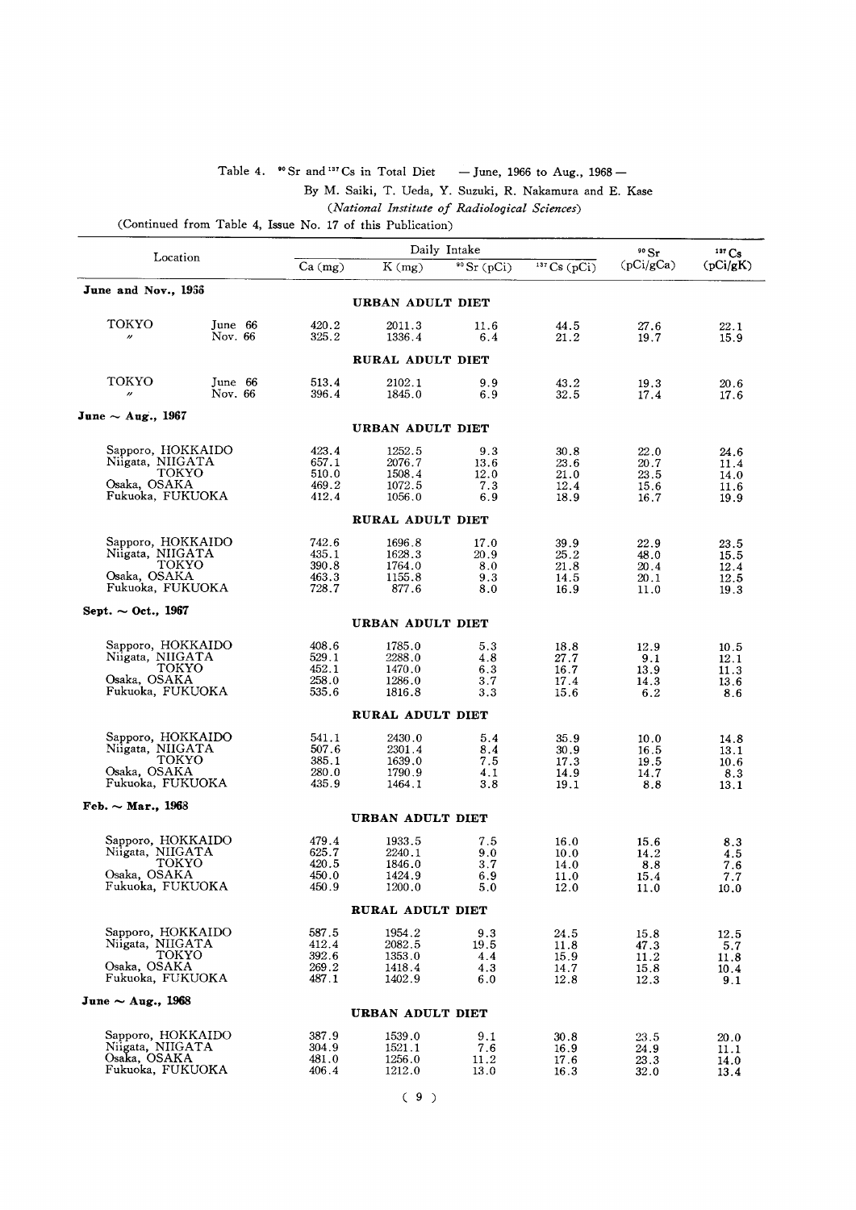Table 4. $^{90}Sr$ and $^{137}Cs$ in Total Diet — June, 1966 to Aug., 1968 —

By M. Saiki, T. Ueda, Y. Suzuki, R. Nakamura and E. Kase

*(National Institute of Radiological Sciences)*

(Continued from Table 4, Issue No. 17 of this Publication)

| Location | | Daily Intake | | | | $^{90}Sr$ (pCi/gCa) | $^{137}Cs$ (pCi/gK) |
|---|---|---|---|---|---|---|---|
| | | Ca (mg) | K (mg) | $^{90}Sr$ (pCi) | $^{137}Cs$ (pCi) | | |
| **June and Nov., 1966** | | | | | | | |
| | | **URBAN ADULT DIET** | | | | | |
| TOKYO | June 66 | 420.2 | 2011.3 | 11.6 | 44.5 | 27.6 | 22.1 |
| 〃 | Nov. 66 | 325.2 | 1336.4 | 6.4 | 21.2 | 19.7 | 15.9 |
| | | **RURAL ADULT DIET** | | | | | |
| TOKYO | June 66 | 513.4 | 2102.1 | 9.9 | 43.2 | 19.3 | 20.6 |
| 〃 | Nov. 66 | 396.4 | 1845.0 | 6.9 | 32.5 | 17.4 | 17.6 |
| **June ~ Aug., 1967** | | | | | | | |
| | | **URBAN ADULT DIET** | | | | | |
| Sapporo, HOKKAIDO | | 423.4 | 1252.5 | 9.3 | 30.8 | 22.0 | 24.6 |
| Niigata, NIIGATA | | 657.1 | 2076.7 | 13.6 | 23.6 | 20.7 | 11.4 |
| TOKYO | | 510.0 | 1508.4 | 12.0 | 21.0 | 23.5 | 14.0 |
| Osaka, OSAKA | | 469.2 | 1072.5 | 7.3 | 12.4 | 15.6 | 11.6 |
| Fukuoka, FUKUOKA | | 412.4 | 1056.0 | 6.9 | 18.9 | 16.7 | 19.9 |
| | | **RURAL ADULT DIET** | | | | | |
| Sapporo, HOKKAIDO | | 742.6 | 1696.8 | 17.0 | 39.9 | 22.9 | 23.5 |
| Niigata, NIIGATA | | 435.1 | 1628.3 | 20.9 | 25.2 | 48.0 | 15.5 |
| TOKYO | | 390.8 | 1764.0 | 8.0 | 21.8 | 20.4 | 12.4 |
| Osaka, OSAKA | | 463.3 | 1155.8 | 9.3 | 14.5 | 20.1 | 12.5 |
| Fukuoka, FUKUOKA | | 728.7 | 877.6 | 8.0 | 16.9 | 11.0 | 19.3 |
| **Sept. ~ Oct., 1967** | | | | | | | |
| | | **URBAN ADULT DIET** | | | | | |
| Sapporo, HOKKAIDO | | 408.6 | 1785.0 | 5.3 | 18.8 | 12.9 | 10.5 |
| Niigata, NIIGATA | | 529.1 | 2288.0 | 4.8 | 27.7 | 9.1 | 12.1 |
| TOKYO | | 452.1 | 1470.0 | 6.3 | 16.7 | 13.9 | 11.3 |
| Osaka, OSAKA | | 258.0 | 1286.0 | 3.7 | 17.4 | 14.3 | 13.6 |
| Fukuoka, FUKUOKA | | 535.6 | 1816.8 | 3.3 | 15.6 | 6.2 | 8.6 |
| | | **RURAL ADULT DIET** | | | | | |
| Sapporo, HOKKAIDO | | 541.1 | 2430.0 | 5.4 | 35.9 | 10.0 | 14.8 |
| Niigata, NIIGATA | | 507.6 | 2301.4 | 8.4 | 30.9 | 16.5 | 13.1 |
| TOKYO | | 385.1 | 1639.0 | 7.5 | 17.3 | 19.5 | 10.6 |
| Osaka, OSAKA | | 280.0 | 1790.9 | 4.1 | 14.9 | 14.7 | 8.3 |
| Fukuoka, FUKUOKA | | 435.9 | 1464.1 | 3.8 | 19.1 | 8.8 | 13.1 |
| **Feb. ~ Mar., 1968** | | | | | | | |
| | | **URBAN ADULT DIET** | | | | | |
| Sapporo, HOKKAIDO | | 479.4 | 1933.5 | 7.5 | 16.0 | 15.6 | 8.3 |
| Niigata, NIIGATA | | 625.7 | 2240.1 | 9.0 | 10.0 | 14.2 | 4.5 |
| TOKYO | | 420.5 | 1846.0 | 3.7 | 14.0 | 8.8 | 7.6 |
| Osaka, OSAKA | | 450.0 | 1424.9 | 6.9 | 11.0 | 15.4 | 7.7 |
| Fukuoka, FUKUOKA | | 450.9 | 1200.0 | 5.0 | 12.0 | 11.0 | 10.0 |
| | | **RURAL ADULT DIET** | | | | | |
| Sapporo, HOKKAIDO | | 587.5 | 1954.2 | 9.3 | 24.5 | 15.8 | 12.5 |
| Niigata, NIIGATA | | 412.4 | 2082.5 | 19.5 | 11.8 | 47.3 | 5.7 |
| TOKYO | | 392.6 | 1353.0 | 4.4 | 15.9 | 11.2 | 11.8 |
| Osaka, OSAKA | | 269.2 | 1418.4 | 4.3 | 14.7 | 15.8 | 10.4 |
| Fukuoka, FUKUOKA | | 487.1 | 1402.9 | 6.0 | 12.8 | 12.3 | 9.1 |
| **June ~ Aug., 1968** | | | | | | | |
| | | **URBAN ADULT DIET** | | | | | |
| Sapporo, HOKKAIDO | | 387.9 | 1539.0 | 9.1 | 30.8 | 23.5 | 20.0 |
| Niigata, NIIGATA | | 304.9 | 1521.1 | 7.6 | 16.9 | 24.9 | 11.1 |
| Osaka, OSAKA | | 481.0 | 1256.0 | 11.2 | 17.6 | 23.3 | 14.0 |
| Fukuoka, FUKUOKA | | 406.4 | 1212.0 | 13.0 | 16.3 | 32.0 | 13.4 |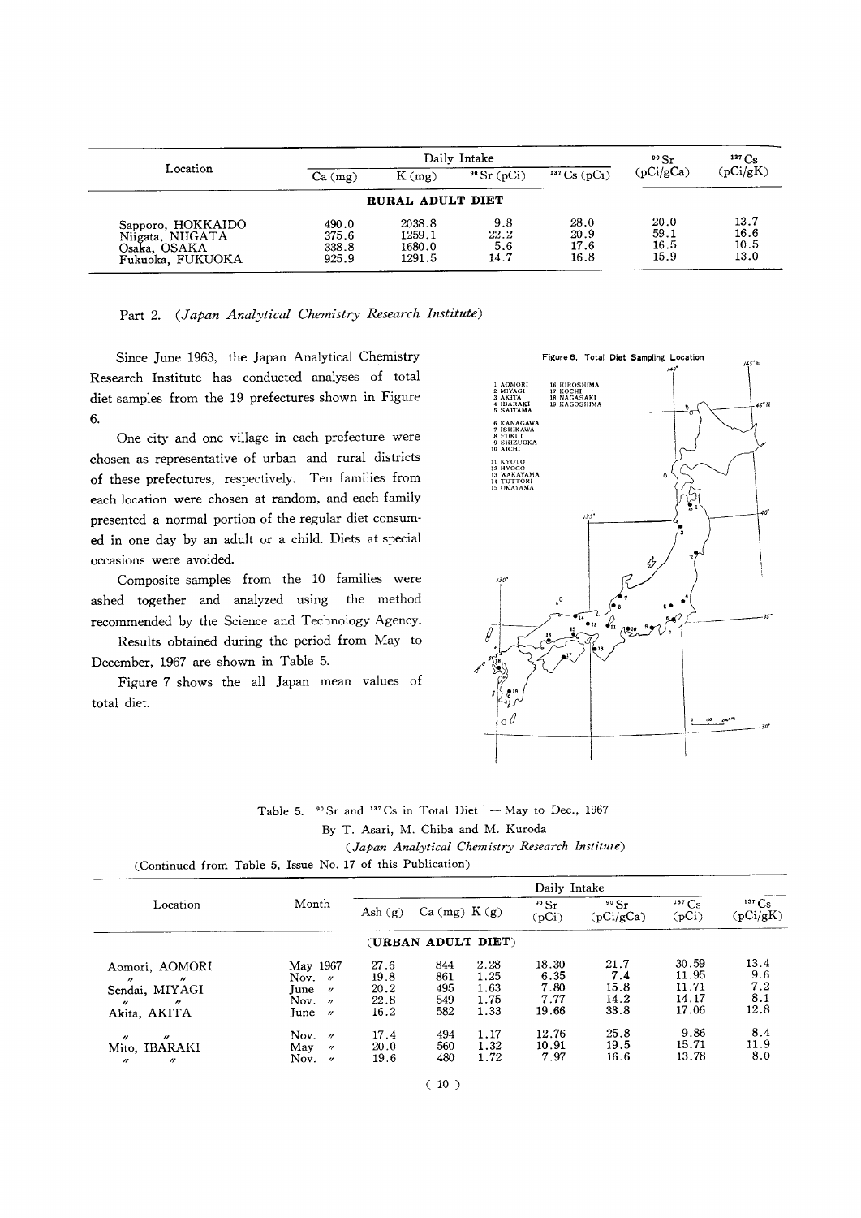| Location | Daily Intake | | | | $^{90}Sr$ (pCi/gCa) | $^{137}Cs$ (pCi/gK) |
|---|---|---|---|---|---|---|
| | Ca (mg) | K (mg) | $^{90}Sr$ (pCi) | $^{137}Cs$ (pCi) | | |
| **RURAL ADULT DIET** | | | | | | |
| Sapporo, HOKKAIDO | 490.0 | 2038.8 | 9.8 | 28.0 | 20.0 | 13.7 |
| Niigata, NIIGATA | 375.6 | 1259.1 | 22.2 | 20.9 | 59.1 | 16.6 |
| Osaka, OSAKA | 338.8 | 1680.0 | 5.6 | 17.6 | 16.5 | 10.5 |
| Fukuoka, FUKUOKA | 925.9 | 1291.5 | 14.7 | 16.8 | 15.9 | 13.0 |

Part 2. *(Japan Analytical Chemistry Research Institute)*

Since June 1963, the Japan Analytical Chemistry Research Institute has conducted analyses of total diet samples from the 19 prefectures shown in Figure 6.

One city and one village in each prefecture were chosen as representative of urban and rural districts of these prefectures, respectively. Ten families from each location were chosen at random, and each family presented a normal portion of the regular diet consumed in one day by an adult or a child. Diets at special occasions were avoided.

Composite samples from the 10 families were ashed together and analyzed using the method recommended by the Science and Technology Agency.

Results obtained during the period from May to December, 1967 are shown in Table 5.

Figure 7 shows the all Japan mean values of total diet.

Figure 6. Total Diet Sampling Location

1 AOMORI, 2 MIYAGI, 3 AKITA, 4 IBARAKI, 5 SAITAMA, 6 KANAGAWA, 7 ISHIKAWA, 8 FUKUI, 9 SHIZUOKA, 10 AICHI, 11 KYOTO, 12 HYOGO, 13 WAKAYAMA, 14 TOTTORI, 15 OKAYAMA, 16 HIROSHIMA, 17 KOCHI, 18 NAGASAKI, 19 KAGOSHIMA

Table 5. $^{90}Sr$ and $^{137}Cs$ in Total Diet — May to Dec., 1967 —

By T. Asari, M. Chiba and M. Kuroda

*(Japan Analytical Chemistry Research Institute)*

(Continued from Table 5, Issue No. 17 of this Publication)

| Location | Month | Daily Intake | | | | | | |
|---|---|---|---|---|---|---|---|---|
| | | Ash (g) | Ca (mg) | K (g) | $^{90}Sr$ (pCi) | $^{90}Sr$ (pCi/gCa) | $^{137}Cs$ (pCi) | $^{137}Cs$ (pCi/gK) |
| **(URBAN ADULT DIET)** | | | | | | | | |
| Aomori, AOMORI | May 1967 | 27.6 | 844 | 2.28 | 18.30 | 21.7 | 30.59 | 13.4 |
| 〃 〃 | Nov. 〃 | 19.8 | 861 | 1.25 | 6.35 | 7.4 | 11.95 | 9.6 |
| Sendai, MIYAGI | June 〃 | 20.2 | 495 | 1.63 | 7.80 | 15.8 | 11.71 | 7.2 |
| 〃 〃 | Nov. 〃 | 22.8 | 549 | 1.75 | 7.77 | 14.2 | 14.17 | 8.1 |
| Akita, AKITA | June 〃 | 16.2 | 582 | 1.33 | 19.66 | 33.8 | 17.06 | 12.8 |
| 〃 〃 | Nov. 〃 | 17.4 | 494 | 1.17 | 12.76 | 25.8 | 9.86 | 8.4 |
| Mito, IBARAKI | May 〃 | 20.0 | 560 | 1.32 | 10.91 | 19.5 | 15.71 | 11.9 |
| 〃 〃 | Nov. 〃 | 19.6 | 480 | 1.72 | 7.97 | 16.6 | 13.78 | 8.0 |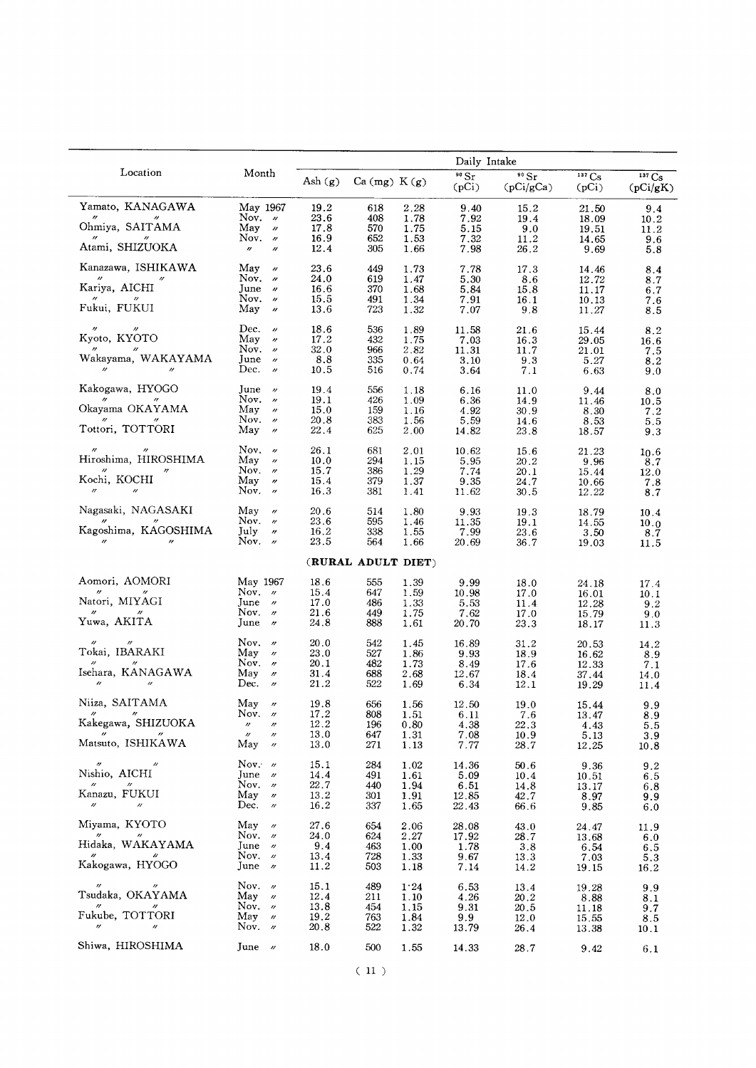| Location | Month | Daily Intake | | | | | | |
|---|---|---|---|---|---|---|---|---|
| | | Ash (g) | Ca (mg) | K (g) | $^{90}Sr$ (pCi) | $^{90}Sr$ (pCi/gCa) | $^{137}Cs$ (pCi) | $^{137}Cs$ (pCi/gK) |
| Yamato, KANAGAWA | May 1967 | 19.2 | 618 | 2.28 | 9.40 | 15.2 | 21.50 | 9.4 |
| 〃 〃 | Nov. 〃 | 23.6 | 408 | 1.78 | 7.92 | 19.4 | 18.09 | 10.2 |
| Ohmiya, SAITAMA | May 〃 | 17.8 | 570 | 1.75 | 5.15 | 9.0 | 19.51 | 11.2 |
| 〃 〃 | Nov. 〃 | 16.9 | 652 | 1.53 | 7.32 | 11.2 | 14.65 | 9.6 |
| Atami, SHIZUOKA | 〃 〃 | 12.4 | 305 | 1.66 | 7.98 | 26.2 | 9.69 | 5.8 |
| Kanazawa, ISHIKAWA | May 〃 | 23.6 | 449 | 1.73 | 7.78 | 17.3 | 14.46 | 8.4 |
| 〃 〃 | Nov. 〃 | 24.0 | 619 | 1.47 | 5.30 | 8.6 | 12.72 | 8.7 |
| Kariya, AICHI | June 〃 | 16.6 | 370 | 1.68 | 5.84 | 15.8 | 11.17 | 6.7 |
| 〃 〃 | Nov. 〃 | 15.5 | 491 | 1.34 | 7.91 | 16.1 | 10.13 | 7.6 |
| Fukui, FUKUI | May 〃 | 13.6 | 723 | 1.32 | 7.07 | 9.8 | 11.27 | 8.5 |
| 〃 〃 | Dec. 〃 | 18.6 | 536 | 1.89 | 11.58 | 21.6 | 15.44 | 8.2 |
| Kyoto, KYOTO | May 〃 | 17.2 | 432 | 1.75 | 7.03 | 16.3 | 29.05 | 16.6 |
| 〃 〃 | Nov. 〃 | 32.0 | 966 | 2.82 | 11.31 | 11.7 | 21.01 | 7.5 |
| Wakayama, WAKAYAMA | June 〃 | 8.8 | 335 | 0.64 | 3.10 | 9.3 | 5.27 | 8.2 |
| 〃 〃 | Dec. 〃 | 10.5 | 516 | 0.74 | 3.64 | 7.1 | 6.63 | 9.0 |
| Kakogawa, HYOGO | June 〃 | 19.4 | 556 | 1.18 | 6.16 | 11.0 | 9.44 | 8.0 |
| 〃 〃 | Nov. 〃 | 19.1 | 426 | 1.09 | 6.36 | 14.9 | 11.46 | 10.5 |
| Okayama OKAYAMA | May 〃 | 15.0 | 159 | 1.16 | 4.92 | 30.9 | 8.30 | 7.2 |
| 〃 〃 | Nov. 〃 | 20.8 | 383 | 1.56 | 5.59 | 14.6 | 8.53 | 5.5 |
| Tottori, TOTTORI | May 〃 | 22.4 | 625 | 2.00 | 14.82 | 23.8 | 18.57 | 9.3 |
| 〃 〃 | Nov. 〃 | 26.1 | 681 | 2.01 | 10.62 | 15.6 | 21.23 | 10.6 |
| Hiroshima, HIROSHIMA | May 〃 | 10.0 | 294 | 1.15 | 5.95 | 20.2 | 9.96 | 8.7 |
| 〃 〃 | Nov. 〃 | 15.7 | 386 | 1.29 | 7.74 | 20.1 | 15.44 | 12.0 |
| Kochi, KOCHI | May 〃 | 15.4 | 379 | 1.37 | 9.35 | 24.7 | 10.66 | 7.8 |
| 〃 〃 | Nov. 〃 | 16.3 | 381 | 1.41 | 11.62 | 30.5 | 12.22 | 8.7 |
| Nagasaki, NAGASAKI | May 〃 | 20.6 | 514 | 1.80 | 9.93 | 19.3 | 18.79 | 10.4 |
| 〃 〃 | Nov. 〃 | 23.6 | 595 | 1.46 | 11.35 | 19.1 | 14.55 | 10.0 |
| Kagoshima, KAGOSHIMA | July 〃 | 16.2 | 338 | 1.55 | 7.99 | 23.6 | 3.50 | 8.7 |
| 〃 〃 | Nov. 〃 | 23.5 | 564 | 1.66 | 20.69 | 36.7 | 19.03 | 11.5 |
| **(RURAL ADULT DIET)** | | | | | | | | |
| Aomori, AOMORI | May 1967 | 18.6 | 555 | 1.39 | 9.99 | 18.0 | 24.18 | 17.4 |
| 〃 〃 | Nov. 〃 | 15.4 | 647 | 1.59 | 10.98 | 17.0 | 16.01 | 10.1 |
| Natori, MIYAGI | June 〃 | 17.0 | 486 | 1.33 | 5.53 | 11.4 | 12.28 | 9.2 |
| 〃 〃 | Nov. 〃 | 21.6 | 449 | 1.75 | 7.62 | 17.0 | 15.79 | 9.0 |
| Yuwa, AKITA | June 〃 | 24.8 | 888 | 1.61 | 20.70 | 23.3 | 18.17 | 11.3 |
| 〃 〃 | Nov. 〃 | 20.0 | 542 | 1.45 | 16.89 | 31.2 | 20.53 | 14.2 |
| Tokai, IBARAKI | May 〃 | 23.0 | 527 | 1.86 | 9.93 | 18.9 | 16.62 | 8.9 |
| 〃 〃 | Nov. 〃 | 20.1 | 482 | 1.73 | 8.49 | 17.6 | 12.33 | 7.1 |
| Isehara, KANAGAWA | May 〃 | 31.4 | 688 | 2.68 | 12.67 | 18.4 | 37.44 | 14.0 |
| 〃 〃 | Dec. 〃 | 21.2 | 522 | 1.69 | 6.34 | 12.1 | 19.29 | 11.4 |
| Niiza, SAITAMA | May 〃 | 19.8 | 656 | 1.56 | 12.50 | 19.0 | 15.44 | 9.9 |
| 〃 〃 | Nov. 〃 | 17.2 | 808 | 1.51 | 6.11 | 7.6 | 13.47 | 8.9 |
| Kakegawa, SHIZUOKA | 〃 〃 | 12.2 | 196 | 0.80 | 4.38 | 22.3 | 4.43 | 5.5 |
| 〃 〃 | 〃 〃 | 13.0 | 647 | 1.31 | 7.08 | 10.9 | 5.13 | 3.9 |
| Matsuto, ISHIKAWA | May 〃 | 13.0 | 271 | 1.13 | 7.77 | 28.7 | 12.25 | 10.8 |
| 〃 〃 | Nov. 〃 | 15.1 | 284 | 1.02 | 14.36 | 50.6 | 9.36 | 9.2 |
| Nishio, AICHI | June 〃 | 14.4 | 491 | 1.61 | 5.09 | 10.4 | 10.51 | 6.5 |
| 〃 〃 | Nov. 〃 | 22.7 | 440 | 1.94 | 6.51 | 14.8 | 13.17 | 6.8 |
| Kanazu, FUKUI | May 〃 | 13.2 | 301 | 1.91 | 12.85 | 42.7 | 8.97 | 9.9 |
| 〃 〃 | Dec. 〃 | 16.2 | 337 | 1.65 | 22.43 | 66.6 | 9.85 | 6.0 |
| Miyama, KYOTO | May 〃 | 27.6 | 654 | 2.06 | 28.08 | 43.0 | 24.47 | 11.9 |
| 〃 〃 | Nov. 〃 | 24.0 | 624 | 2.27 | 17.92 | 28.7 | 13.68 | 6.0 |
| Hidaka, WAKAYAMA | June 〃 | 9.4 | 463 | 1.00 | 1.78 | 3.8 | 6.54 | 6.5 |
| 〃 〃 | Nov. 〃 | 13.4 | 728 | 1.33 | 9.67 | 13.3 | 7.03 | 5.3 |
| Kakogawa, HYOGO | June 〃 | 11.2 | 503 | 1.18 | 7.14 | 14.2 | 19.15 | 16.2 |
| 〃 〃 | Nov. 〃 | 15.1 | 489 | 1.24 | 6.53 | 13.4 | 19.28 | 9.9 |
| Tsudaka, OKAYAMA | May 〃 | 12.4 | 211 | 1.10 | 4.26 | 20.2 | 8.88 | 8.1 |
| 〃 〃 | Nov. 〃 | 13.8 | 454 | 1.15 | 9.31 | 20.5 | 11.18 | 9.7 |
| Fukube, TOTTORI | May 〃 | 19.2 | 763 | 1.84 | 9.9 | 12.0 | 15.55 | 8.5 |
| 〃 〃 | Nov. 〃 | 20.8 | 522 | 1.32 | 13.79 | 26.4 | 13.38 | 10.1 |
| Shiwa, HIROSHIMA | June 〃 | 18.0 | 500 | 1.55 | 14.33 | 28.7 | 9.42 | 6.1 |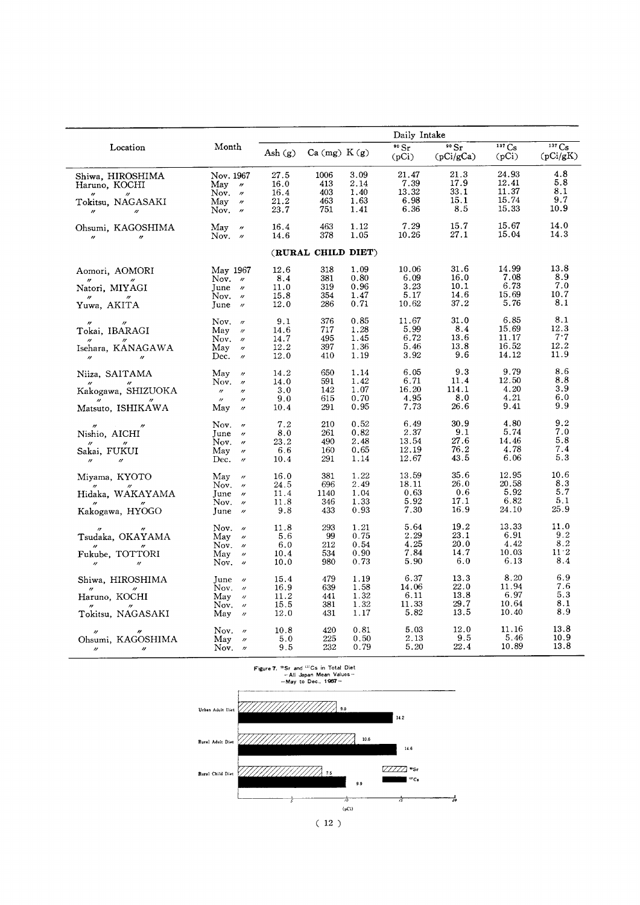| Location | Month | Daily Intake | | | | | | | |
|---|---|---|---|---|---|---|---|---|---|
| | | Ash (g) | Ca (mg) | K (g) | $^{90}Sr$ (pCi) | $^{90}Sr$ (pCi/gCa) | $^{137}Cs$ (pCi) | $^{137}Cs$ (pCi/gK) |
| Shiwa, HIROSHIMA | Nov. 1967 | 27.5 | 1006 | 3.09 | 21.47 | 21.3 | 24.93 | 4.8 |
| Haruno, KOCHI | May 〃 | 16.0 | 413 | 2.14 | 7.39 | 17.9 | 12.41 | 5.8 |
| 〃 〃 | Nov. 〃 | 16.4 | 403 | 1.40 | 13.32 | 33.1 | 11.37 | 8.1 |
| Tokitsu, NAGASAKI | May 〃 | 21.2 | 463 | 1.63 | 6.98 | 15.1 | 15.74 | 9.7 |
| 〃 〃 | Nov. 〃 | 23.7 | 751 | 1.41 | 6.36 | 8.5 | 15.33 | 10.9 |
| Ohsumi, KAGOSHIMA | May 〃 | 16.4 | 463 | 1.12 | 7.29 | 15.7 | 15.67 | 14.0 |
| 〃 〃 | Nov. 〃 | 14.6 | 378 | 1.05 | 10.26 | 27.1 | 15.04 | 14.3 |
| **(RURAL CHILD DIET)** | | | | | | | | |
| Aomori, AOMORI | May 1967 | 12.6 | 318 | 1.09 | 10.06 | 31.6 | 14.99 | 13.8 |
| 〃 〃 | Nov. 〃 | 8.4 | 381 | 0.80 | 6.09 | 16.0 | 7.08 | 8.9 |
| Natori, MIYAGI | June 〃 | 11.0 | 319 | 0.96 | 3.23 | 10.1 | 6.73 | 7.0 |
| 〃 〃 | Nov. 〃 | 15.8 | 354 | 1.47 | 5.17 | 14.6 | 15.69 | 10.7 |
| Yuwa, AKITA | June 〃 | 12.0 | 286 | 0.71 | 10.62 | 37.2 | 5.76 | 8.1 |
| 〃 〃 | Nov. 〃 | 9.1 | 376 | 0.85 | 11.67 | 31.0 | 6.85 | 8.1 |
| Tokai, IBARAGI | May 〃 | 14.6 | 717 | 1.28 | 5.99 | 8.4 | 15.69 | 12.3 |
| 〃 〃 | Nov. 〃 | 14.7 | 495 | 1.45 | 6.72 | 13.6 | 11.17 | 7.7 |
| Isehara, KANAGAWA | May 〃 | 12.2 | 397 | 1.36 | 5.46 | 13.8 | 16.52 | 12.2 |
| 〃 〃 | Dec. 〃 | 12.0 | 410 | 1.19 | 3.92 | 9.6 | 14.12 | 11.9 |
| Niiza, SAITAMA | May 〃 | 14.2 | 650 | 1.14 | 6.05 | 9.3 | 9.79 | 8.6 |
| 〃 〃 | Nov. 〃 | 14.0 | 591 | 1.42 | 6.71 | 11.4 | 12.50 | 8.8 |
| Kakogawa, SHIZUOKA | 〃 〃 | 3.0 | 142 | 1.07 | 16.20 | 114.1 | 4.20 | 3.9 |
| 〃 〃 | 〃 〃 | 9.0 | 615 | 0.70 | 4.95 | 8.0 | 4.21 | 6.0 |
| Matsuto, ISHIKAWA | May 〃 | 10.4 | 291 | 0.95 | 7.73 | 26.6 | 9.41 | 9.9 |
| 〃 〃 | Nov. 〃 | 7.2 | 210 | 0.52 | 6.49 | 30.9 | 4.80 | 9.2 |
| Nishio, AICHI | June 〃 | 8.0 | 261 | 0.82 | 2.37 | 9.1 | 5.74 | 7.0 |
| 〃 〃 | Nov. 〃 | 23.2 | 490 | 2.48 | 13.54 | 27.6 | 14.46 | 5.8 |
| Sakai, FUKUI | May 〃 | 6.6 | 160 | 0.65 | 12.19 | 76.2 | 4.78 | 7.4 |
| 〃 〃 | Dec. 〃 | 10.4 | 291 | 1.14 | 12.67 | 43.5 | 6.06 | 5.3 |
| Miyama, KYOTO | May 〃 | 16.0 | 381 | 1.22 | 13.59 | 35.6 | 12.95 | 10.6 |
| 〃 〃 | Nov. 〃 | 24.5 | 696 | 2.49 | 18.11 | 26.0 | 20.58 | 8.3 |
| Hidaka, WAKAYAMA | June 〃 | 11.4 | 1140 | 1.04 | 0.63 | 0.6 | 5.92 | 5.7 |
| 〃 〃 | Nov. 〃 | 11.8 | 346 | 1.33 | 5.92 | 17.1 | 6.82 | 5.1 |
| Kakogawa, HYOGO | June 〃 | 9.8 | 433 | 0.93 | 7.30 | 16.9 | 24.10 | 25.9 |
| 〃 〃 | Nov. 〃 | 11.8 | 293 | 1.21 | 5.64 | 19.2 | 13.33 | 11.0 |
| Tsudaka, OKAYAMA | May 〃 | 5.6 | 99 | 0.75 | 2.29 | 23.1 | 6.91 | 9.2 |
| 〃 〃 | Nov. 〃 | 6.0 | 212 | 0.54 | 4.25 | 20.0 | 4.42 | 8.2 |
| Fukube, TOTTORI | May 〃 | 10.4 | 534 | 0.90 | 7.84 | 14.7 | 10.03 | 11.2 |
| 〃 〃 | Nov. 〃 | 10.0 | 980 | 0.73 | 5.90 | 6.0 | 6.13 | 8.4 |
| Shiwa, HIROSHIMA | June 〃 | 15.4 | 479 | 1.19 | 6.37 | 13.3 | 8.20 | 6.9 |
| 〃 〃 | Nov. 〃 | 16.9 | 639 | 1.58 | 14.06 | 22.0 | 11.94 | 7.6 |
| Haruno, KOCHI | May 〃 | 11.2 | 441 | 1.32 | 6.11 | 13.8 | 6.97 | 5.3 |
| 〃 〃 | Nov. 〃 | 15.5 | 381 | 1.32 | 11.33 | 29.7 | 10.64 | 8.1 |
| Tokitsu, NAGASAKI | May 〃 | 12.0 | 431 | 1.17 | 5.82 | 13.5 | 10.40 | 8.9 |
| 〃 〃 | Nov. 〃 | 10.8 | 420 | 0.81 | 5.03 | 12.0 | 11.16 | 13.8 |
| Ohsumi, KAGOSHIMA | May 〃 | 5.0 | 225 | 0.50 | 2.13 | 9.5 | 5.46 | 10.9 |
| 〃 〃 | Nov. 〃 | 9.5 | 232 | 0.79 | 5.20 | 22.4 | 10.89 | 13.8 |

Figure 7. $^{90}Sr$ and $^{137}Cs$ in Total Diet
— All Japan Mean Values —
— May to Dec., 1967 —

| Diet | $^{90}Sr$ (pCi) | $^{137}Cs$ (pCi) |
|---|---|---|
| Urban Adult Diet | 9.0 | 14.2 |
| Rural Adult Diet | 10.6 | 14.6 |
| Rural Child Diet | 7.5 | 9.9 |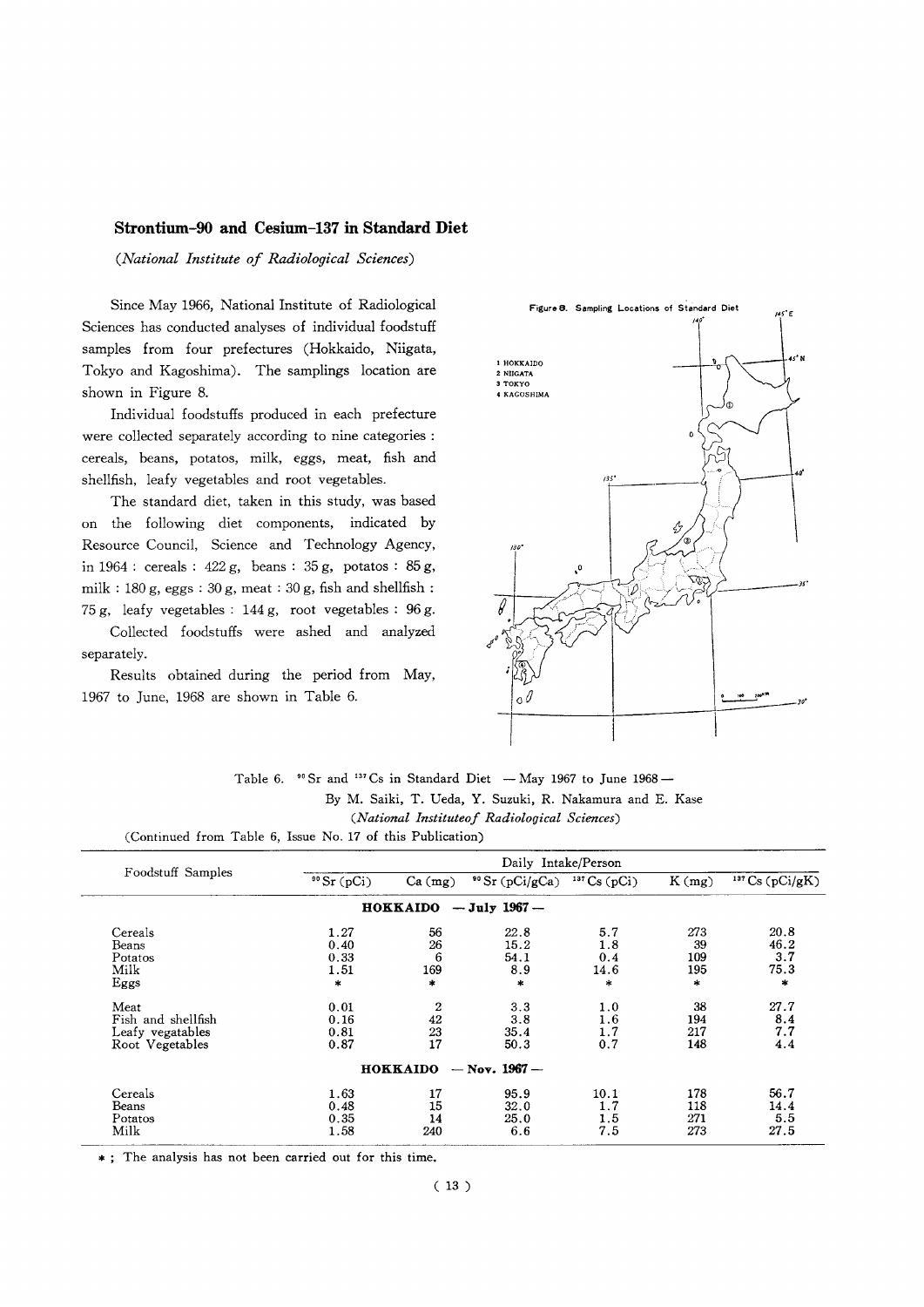## Strontium-90 and Cesium-137 in Standard Diet

*(National Institute of Radiological Sciences)*

Since May 1966, National Institute of Radiological Sciences has conducted analyses of individual foodstuff samples from four prefectures (Hokkaido, Niigata, Tokyo and Kagoshima). The samplings location are shown in Figure 8.

Individual foodstuffs produced in each prefecture were collected separately according to nine categories : cereals, beans, potatos, milk, eggs, meat, fish and shellfish, leafy vegetables and root vegetables.

The standard diet, taken in this study, was based on the following diet components, indicated by Resource Council, Science and Technology Agency, in 1964 : cereals : 422 g, beans : 35 g, potatos : 85 g, milk : 180 g, eggs : 30 g, meat : 30 g, fish and shellfish : 75 g, leafy vegetables : 144 g, root vegetables : 96 g.

Collected foodstuffs were ashed and analyzed separately.

Results obtained during the period from May, 1967 to June, 1968 are shown in Table 6.

Figure 8. Sampling Locations of Standard Diet

1 HOKKAIDO
2 NIIGATA
3 TOKYO
4 KAGOSHIMA

Table 6. $^{90}Sr$ and $^{137}Cs$ in Standard Diet — May 1967 to June 1968 —

By M. Saiki, T. Ueda, Y. Suzuki, R. Nakamura and E. Kase

*(National Instituteof Radiological Sciences)*

(Continued from Table 6, Issue No. 17 of this Publication)

| Foodstuff Samples | Daily Intake/Person | | | | | |
|---|---|---|---|---|---|---|
| | $^{90}Sr$ (pCi) | Ca (mg) | $^{90}Sr$ (pCi/gCa) | $^{137}Cs$ (pCi) | K (mg) | $^{137}Cs$ (pCi/gK) |
| **HOKKAIDO — July 1967 —** | | | | | | |
| Cereals | 1.27 | 56 | 22.8 | 5.7 | 273 | 20.8 |
| Beans | 0.40 | 26 | 15.2 | 1.8 | 39 | 46.2 |
| Potatos | 0.33 | 6 | 54.1 | 0.4 | 109 | 3.7 |
| Milk | 1.51 | 169 | 8.9 | 14.6 | 195 | 75.3 |
| Eggs | * | * | * | * | * | * |
| Meat | 0.01 | 2 | 3.3 | 1.0 | 38 | 27.7 |
| Fish and shellfish | 0.16 | 42 | 3.8 | 1.6 | 194 | 8.4 |
| Leafy vegatables | 0.81 | 23 | 35.4 | 1.7 | 217 | 7.7 |
| Root Vegetables | 0.87 | 17 | 50.3 | 0.7 | 148 | 4.4 |
| **HOKKAIDO — Nov. 1967 —** | | | | | | |
| Cereals | 1.63 | 17 | 95.9 | 10.1 | 178 | 56.7 |
| Beans | 0.48 | 15 | 32.0 | 1.7 | 118 | 14.4 |
| Potatos | 0.35 | 14 | 25.0 | 1.5 | 271 | 5.5 |
| Milk | 1.58 | 240 | 6.6 | 7.5 | 273 | 27.5 |

* ; The analysis has not been carried out for this time.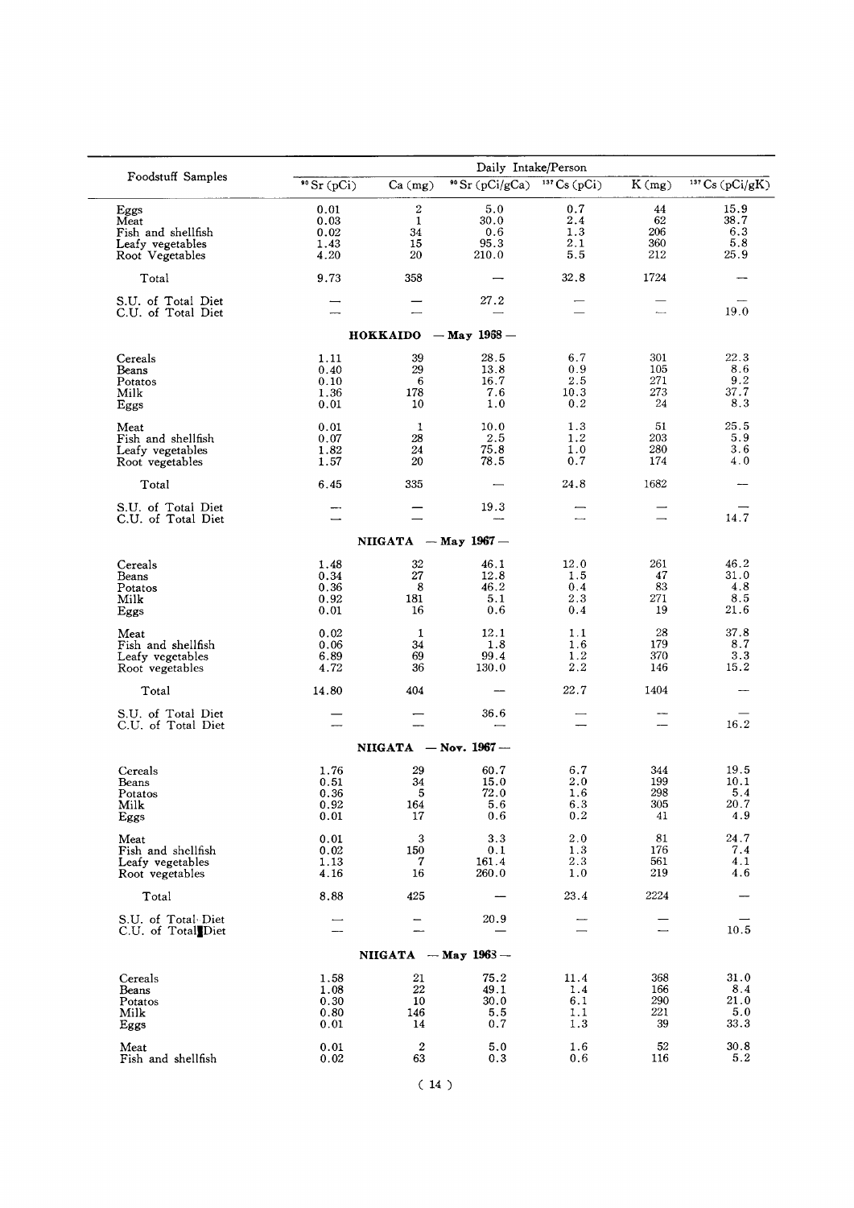| Foodstuff Samples | Daily Intake/Person | | | | | |
|---|---|---|---|---|---|---|
| | $^{90}Sr$ (pCi) | Ca (mg) | $^{90}Sr$ (pCi/gCa) | $^{137}Cs$ (pCi) | K (mg) | $^{137}Cs$ (pCi/gK) |
| Eggs | 0.01 | 2 | 5.0 | 0.7 | 44 | 15.9 |
| Meat | 0.03 | 1 | 30.0 | 2.4 | 62 | 38.7 |
| Fish and shellfish | 0.02 | 34 | 0.6 | 1.3 | 206 | 6.3 |
| Leafy vegetables | 1.43 | 15 | 95.3 | 2.1 | 360 | 5.8 |
| Root Vegetables | 4.20 | 20 | 210.0 | 5.5 | 212 | 25.9 |
| Total | 9.73 | 358 | — | 32.8 | 1724 | — |
| S.U. of Total Diet | — | — | 27.2 | — | — | — |
| C.U. of Total Diet | — | — | — | — | — | 19.0 |
| **HOKKAIDO — May 1968 —** | | | | | | |
| Cereals | 1.11 | 39 | 28.5 | 6.7 | 301 | 22.3 |
| Beans | 0.40 | 29 | 13.8 | 0.9 | 105 | 8.6 |
| Potatos | 0.10 | 6 | 16.7 | 2.5 | 271 | 9.2 |
| Milk | 1.36 | 178 | 7.6 | 10.3 | 273 | 37.7 |
| Eggs | 0.01 | 10 | 1.0 | 0.2 | 24 | 8.3 |
| Meat | 0.01 | 1 | 10.0 | 1.3 | 51 | 25.5 |
| Fish and shellfish | 0.07 | 28 | 2.5 | 1.2 | 203 | 5.9 |
| Leafy vegetables | 1.82 | 24 | 75.8 | 1.0 | 280 | 3.6 |
| Root vegetables | 1.57 | 20 | 78.5 | 0.7 | 174 | 4.0 |
| Total | 6.45 | 335 | — | 24.8 | 1682 | — |
| S.U. of Total Diet | — | — | 19.3 | — | — | — |
| C.U. of Total Diet | — | — | — | — | — | 14.7 |
| **NIIGATA — May 1967 —** | | | | | | |
| Cereals | 1.48 | 32 | 46.1 | 12.0 | 261 | 46.2 |
| Beans | 0.34 | 27 | 12.8 | 1.5 | 47 | 31.0 |
| Potatos | 0.36 | 8 | 46.2 | 0.4 | 83 | 4.8 |
| Milk | 0.92 | 181 | 5.1 | 2.3 | 271 | 8.5 |
| Eggs | 0.01 | 16 | 0.6 | 0.4 | 19 | 21.6 |
| Meat | 0.02 | 1 | 12.1 | 1.1 | 28 | 37.8 |
| Fish and shellfish | 0.06 | 34 | 1.8 | 1.6 | 179 | 8.7 |
| Leafy vegetables | 6.89 | 69 | 99.4 | 1.2 | 370 | 3.3 |
| Root vegetables | 4.72 | 36 | 130.0 | 2.2 | 146 | 15.2 |
| Total | 14.80 | 404 | — | 22.7 | 1404 | — |
| S.U. of Total Diet | — | — | 36.6 | — | — | — |
| C.U. of Total Diet | — | — | — | — | — | 16.2 |
| **NIIGATA — Nov. 1967 —** | | | | | | |
| Cereals | 1.76 | 29 | 60.7 | 6.7 | 344 | 19.5 |
| Beans | 0.51 | 34 | 15.0 | 2.0 | 199 | 10.1 |
| Potatos | 0.36 | 5 | 72.0 | 1.6 | 298 | 5.4 |
| Milk | 0.92 | 164 | 5.6 | 6.3 | 305 | 20.7 |
| Eggs | 0.01 | 17 | 0.6 | 0.2 | 41 | 4.9 |
| Meat | 0.01 | 3 | 3.3 | 2.0 | 81 | 24.7 |
| Fish and shellfish | 0.02 | 150 | 0.1 | 1.3 | 176 | 7.4 |
| Leafy vegetables | 1.13 | 7 | 161.4 | 2.3 | 561 | 4.1 |
| Root vegetables | 4.16 | 16 | 260.0 | 1.0 | 219 | 4.6 |
| Total | 8.88 | 425 | — | 23.4 | 2224 | — |
| S.U. of Total Diet | — | — | 20.9 | — | — | — |
| C.U. of Total Diet | — | — | — | — | — | 10.5 |
| **NIIGATA — May 1968 —** | | | | | | |
| Cereals | 1.58 | 21 | 75.2 | 11.4 | 368 | 31.0 |
| Beans | 1.08 | 22 | 49.1 | 1.4 | 166 | 8.4 |
| Potatos | 0.30 | 10 | 30.0 | 6.1 | 290 | 21.0 |
| Milk | 0.80 | 146 | 5.5 | 1.1 | 221 | 5.0 |
| Eggs | 0.01 | 14 | 0.7 | 1.3 | 39 | 33.3 |
| Meat | 0.01 | 2 | 5.0 | 1.6 | 52 | 30.8 |
| Fish and shellfish | 0.02 | 63 | 0.3 | 0.6 | 116 | 5.2 |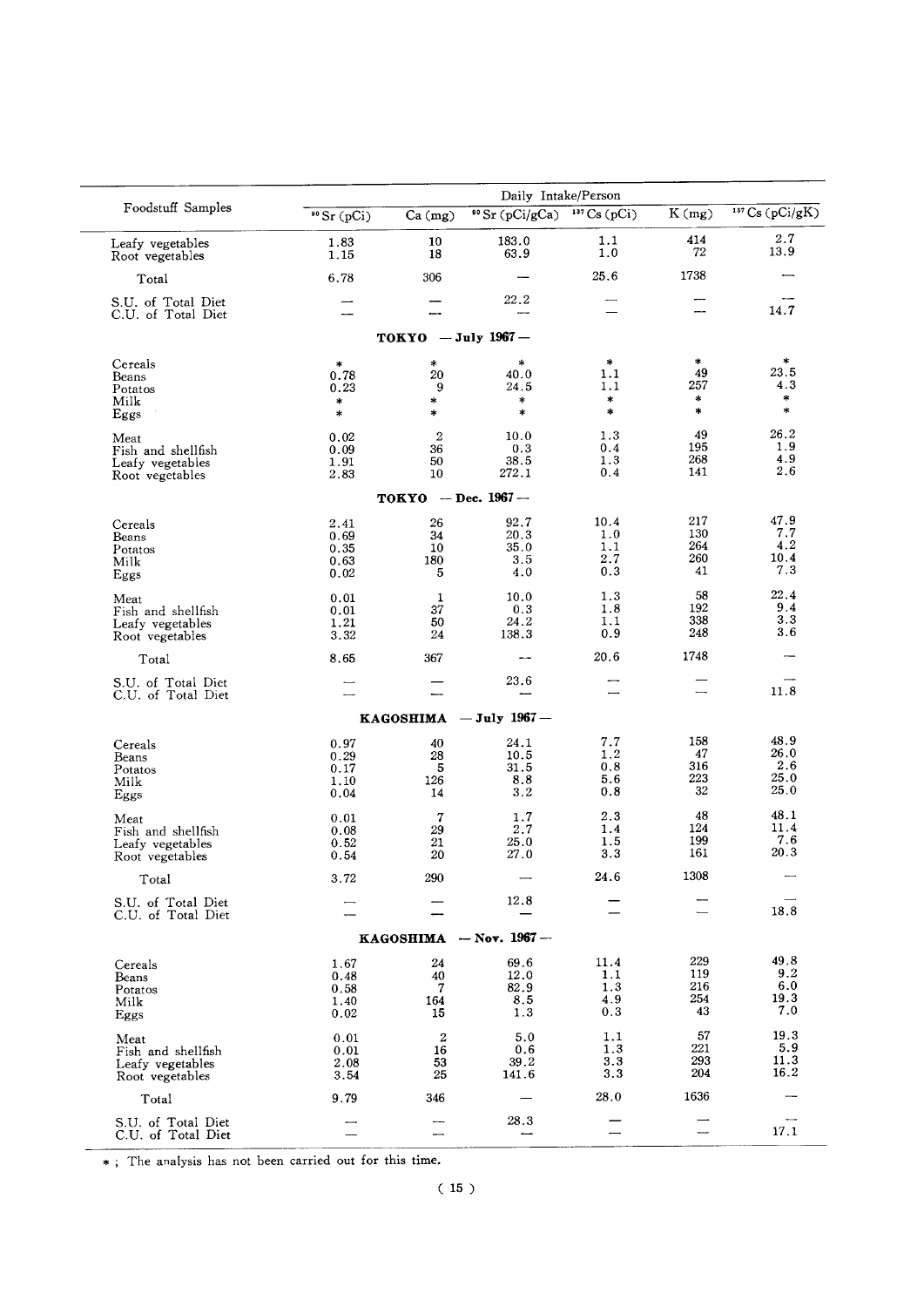| Foodstuff Samples | Daily Intake/Person | | | | | |
|---|---|---|---|---|---|---|
| | $^{90}Sr$ (pCi) | Ca (mg) | $^{90}Sr$ (pCi/gCa) | $^{137}Cs$ (pCi) | K (mg) | $^{137}Cs$ (pCi/gK) |
| Leafy vegetables | 1.83 | 10 | 183.0 | 1.1 | 414 | 2.7 |
| Root vegetables | 1.15 | 18 | 63.9 | 1.0 | 72 | 13.9 |
| Total | 6.78 | 306 | — | 25.6 | 1738 | — |
| S.U. of Total Diet | — | — | 22.2 | — | — | — |
| C.U. of Total Diet | — | — | — | — | — | 14.7 |
| **TOKYO — July 1967 —** | | | | | | |
| Cereals | * | * | * | * | * | * |
| Beans | 0.78 | 20 | 40.0 | 1.1 | 49 | 23.5 |
| Potatos | 0.23 | 9 | 24.5 | 1.1 | 257 | 4.3 |
| Milk | * | * | * | * | * | * |
| Eggs | * | * | * | * | * | * |
| Meat | 0.02 | 2 | 10.0 | 1.3 | 49 | 26.2 |
| Fish and shellfish | 0.09 | 36 | 0.3 | 0.4 | 195 | 1.9 |
| Leafy vegetables | 1.91 | 50 | 38.5 | 1.3 | 268 | 4.9 |
| Root vegetables | 2.83 | 10 | 272.1 | 0.4 | 141 | 2.6 |
| **TOKYO — Dec. 1967 —** | | | | | | |
| Cereals | 2.41 | 26 | 92.7 | 10.4 | 217 | 47.9 |
| Beans | 0.69 | 34 | 20.3 | 1.0 | 130 | 7.7 |
| Potatos | 0.35 | 10 | 35.0 | 1.1 | 264 | 4.2 |
| Milk | 0.63 | 180 | 3.5 | 2.7 | 260 | 10.4 |
| Eggs | 0.02 | 5 | 4.0 | 0.3 | 41 | 7.3 |
| Meat | 0.01 | 1 | 10.0 | 1.3 | 58 | 22.4 |
| Fish and shellfish | 0.01 | 37 | 0.3 | 1.8 | 192 | 9.4 |
| Leafy vegetables | 1.21 | 50 | 24.2 | 1.1 | 338 | 3.3 |
| Root vegetables | 3.32 | 24 | 138.3 | 0.9 | 248 | 3.6 |
| Total | 8.65 | 367 | — | 20.6 | 1748 | — |
| S.U. of Total Diet | — | — | 23.6 | — | — | — |
| C.U. of Total Diet | — | — | — | — | — | 11.8 |
| **KAGOSHIMA — July 1967 —** | | | | | | |
| Cereals | 0.97 | 40 | 24.1 | 7.7 | 158 | 48.9 |
| Beans | 0.29 | 28 | 10.5 | 1.2 | 47 | 26.0 |
| Potatos | 0.17 | 5 | 31.5 | 0.8 | 316 | 2.6 |
| Milk | 1.10 | 126 | 8.8 | 5.6 | 223 | 25.0 |
| Eggs | 0.04 | 14 | 3.2 | 0.8 | 32 | 25.0 |
| Meat | 0.01 | 7 | 1.7 | 2.3 | 48 | 48.1 |
| Fish and shellfish | 0.08 | 29 | 2.7 | 1.4 | 124 | 11.4 |
| Leafy vegetables | 0.52 | 21 | 25.0 | 1.5 | 199 | 7.6 |
| Root vegetables | 0.54 | 20 | 27.0 | 3.3 | 161 | 20.3 |
| Total | 3.72 | 290 | — | 24.6 | 1308 | — |
| S.U. of Total Diet | — | — | 12.8 | — | — | — |
| C.U. of Total Diet | — | — | — | — | — | 18.8 |
| **KAGOSHIMA — Nov. 1967 —** | | | | | | |
| Cereals | 1.67 | 24 | 69.6 | 11.4 | 229 | 49.8 |
| Beans | 0.48 | 40 | 12.0 | 1.1 | 119 | 9.2 |
| Potatos | 0.58 | 7 | 82.9 | 1.3 | 216 | 6.0 |
| Milk | 1.40 | 164 | 8.5 | 4.9 | 254 | 19.3 |
| Eggs | 0.02 | 15 | 1.3 | 0.3 | 43 | 7.0 |
| Meat | 0.01 | 2 | 5.0 | 1.1 | 57 | 19.3 |
| Fish and shellfish | 0.01 | 16 | 0.6 | 1.3 | 221 | 5.9 |
| Leafy vegetables | 2.08 | 53 | 39.2 | 3.3 | 293 | 11.3 |
| Root vegetables | 3.54 | 25 | 141.6 | 3.3 | 204 | 16.2 |
| Total | 9.79 | 346 | — | 28.0 | 1636 | — |
| S.U. of Total Diet | — | — | 28.3 | — | — | — |
| C.U. of Total Diet | — | — | — | — | — | 17.1 |

* ; The analysis has not been carried out for this time.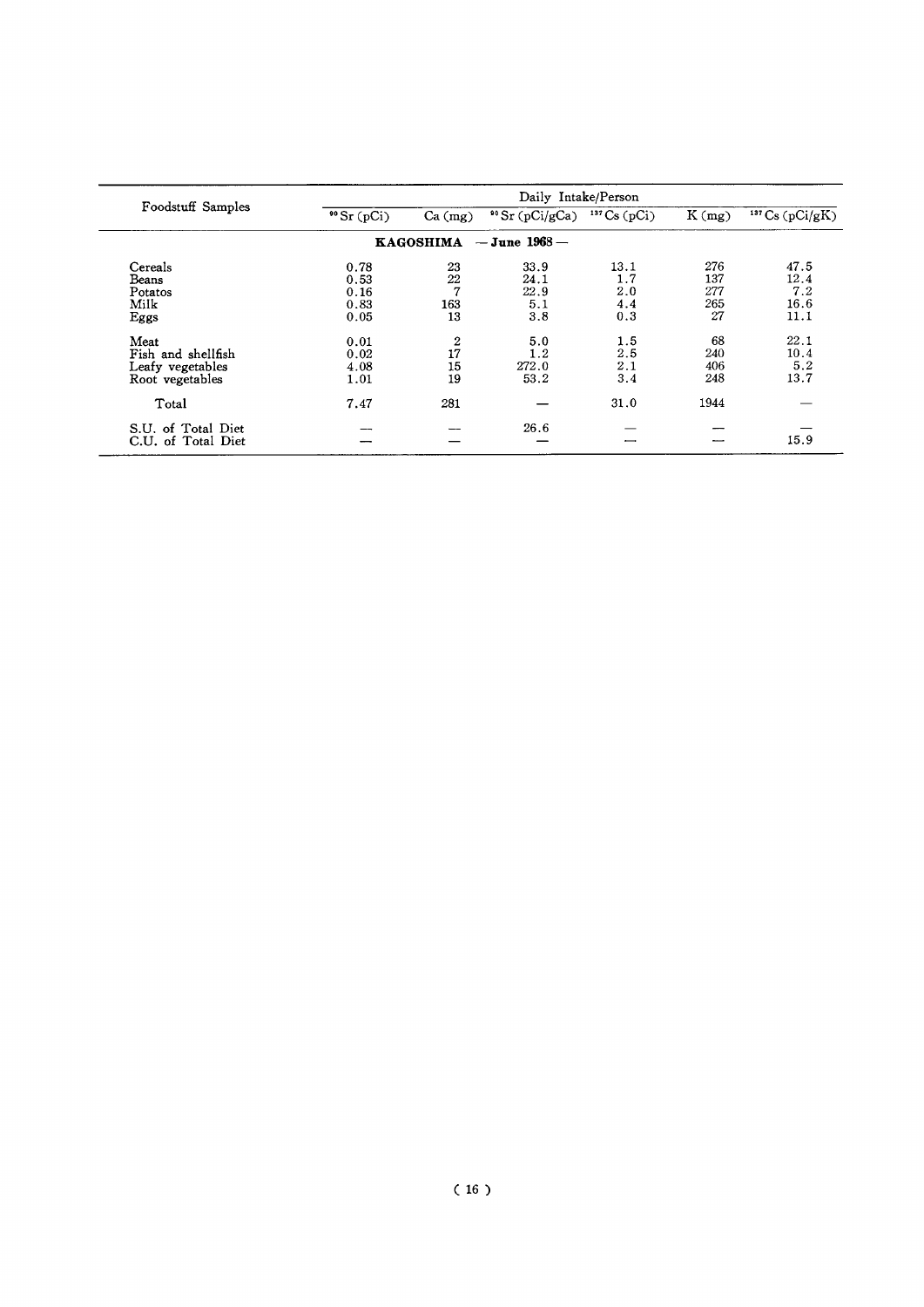| Foodstuff Samples | Daily Intake/Person | | | | | |
|---|---|---|---|---|---|---|
| | $^{90}Sr$ (pCi) | Ca (mg) | $^{90}Sr$ (pCi/gCa) | $^{137}Cs$ (pCi) | K (mg) | $^{137}Cs$ (pCi/gK) |
| | | | **KAGOSHIMA — June 1968 —** | | | |
| Cereals | 0.78 | 23 | 33.9 | 13.1 | 276 | 47.5 |
| Beans | 0.53 | 22 | 24.1 | 1.7 | 137 | 12.4 |
| Potatos | 0.16 | 7 | 22.9 | 2.0 | 277 | 7.2 |
| Milk | 0.83 | 163 | 5.1 | 4.4 | 265 | 16.6 |
| Eggs | 0.05 | 13 | 3.8 | 0.3 | 27 | 11.1 |
| Meat | 0.01 | 2 | 5.0 | 1.5 | 68 | 22.1 |
| Fish and shellfish | 0.02 | 17 | 1.2 | 2.5 | 240 | 10.4 |
| Leafy vegetables | 4.08 | 15 | 272.0 | 2.1 | 406 | 5.2 |
| Root vegetables | 1.01 | 19 | 53.2 | 3.4 | 248 | 13.7 |
| Total | 7.47 | 281 | — | 31.0 | 1944 | — |
| S.U. of Total Diet | — | — | 26.6 | — | — | — |
| C.U. of Total Diet | — | — | — | — | — | 15.9 |